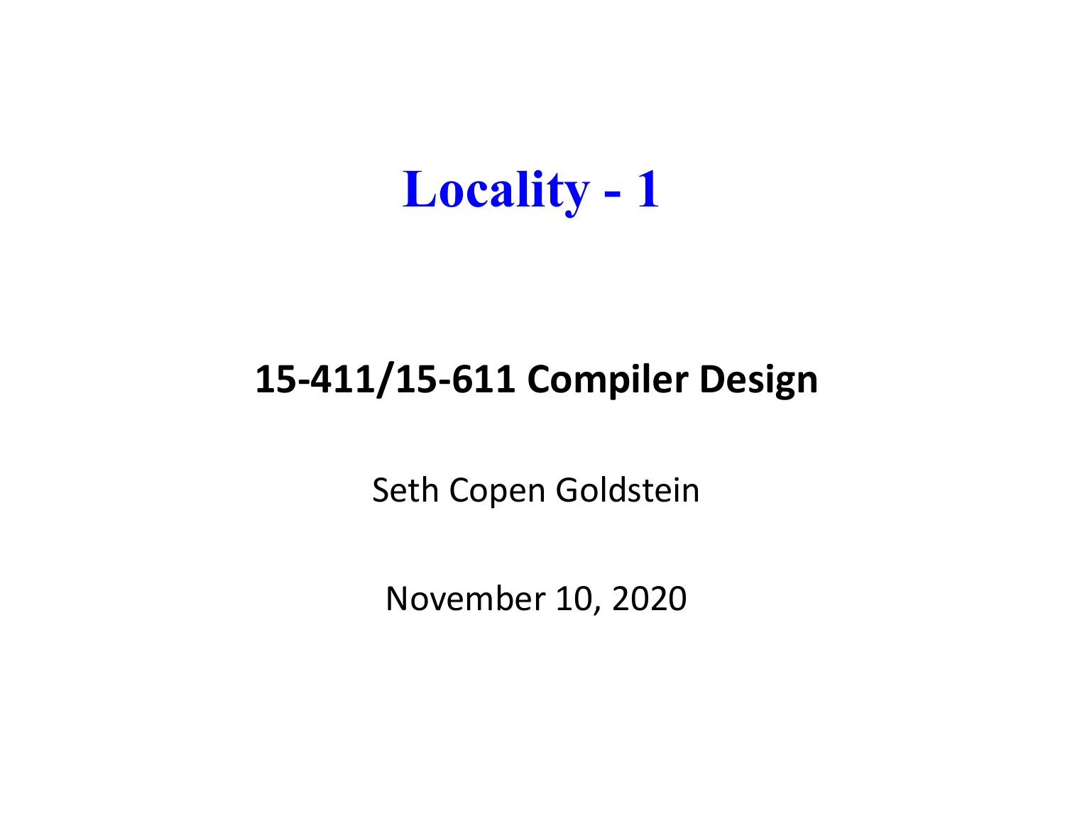# Locality - 1

**15-411/15-611 Compiler Design**

Seth Copen Goldstein

November 10, 2020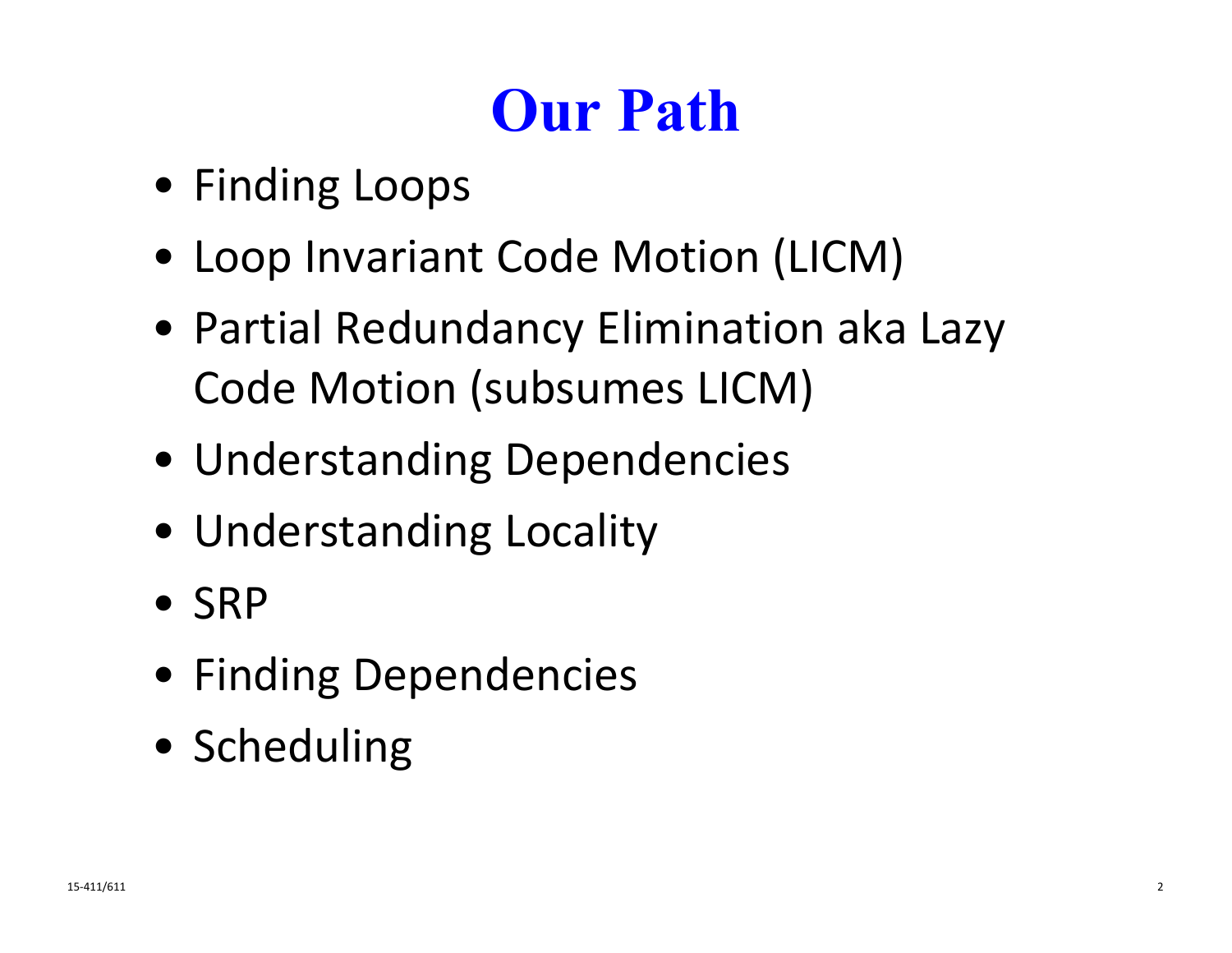# Our Path

- Finding Loops
- Loop Invariant Code Motion (LICM)
- Partial Redundancy Elimination aka Lazy Code Motion (subsumes LICM)
- Understanding Dependencies
- Understanding Locality
- SRP
- Finding Dependencies
- Scheduling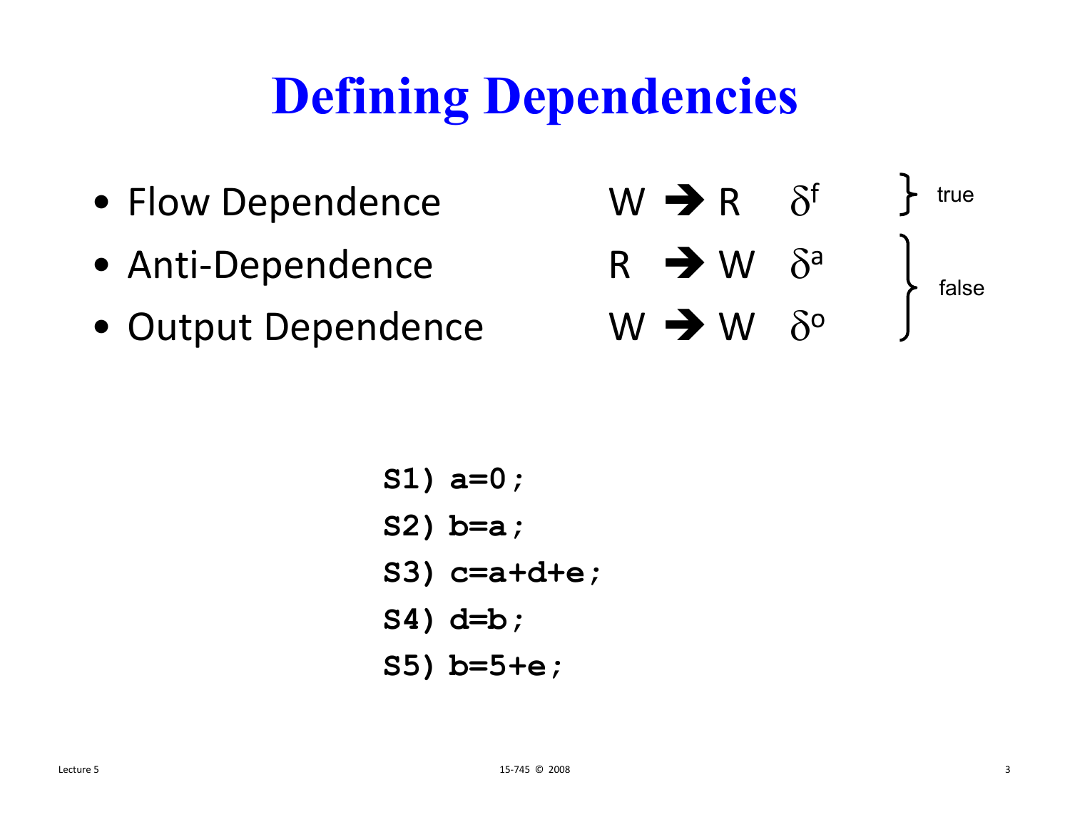# Defining Dependencies

| Dependence | | Notation | |
| --- | --- | --- | --- |
| Flow Dependence | W ➔ R | $\delta^f$ | true |
| Anti-Dependence | R ➔ W | $\delta^a$ | false |
| Output Dependence | W ➔ W | $\delta^o$ | false |

```
S1) a=0;
S2) b=a;
S3) c=a+d+e;
S4) d=b;
S5) b=5+e;
```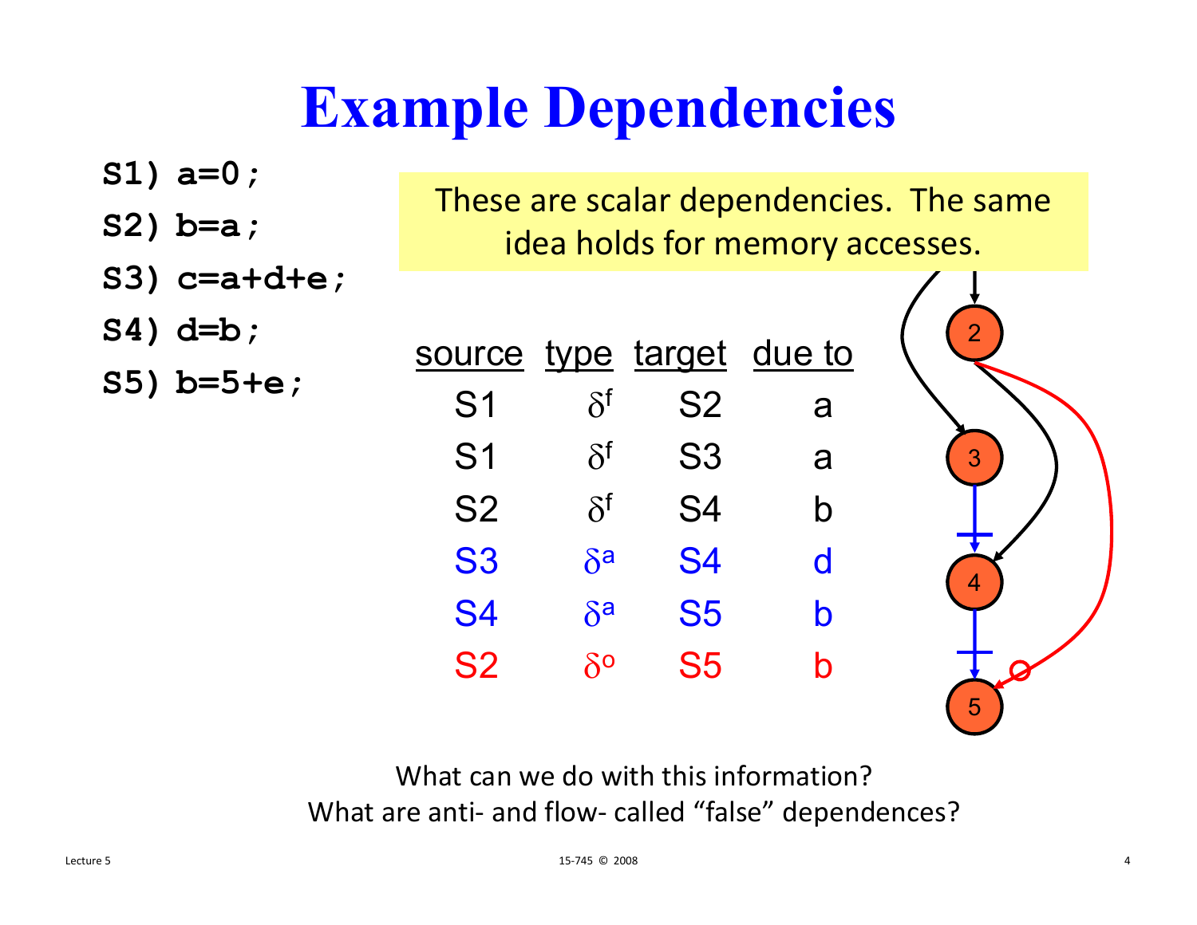# Example Dependencies

```
S1) a=0;
S2) b=a;
S3) c=a+d+e;
S4) d=b;
S5) b=5+e;
```

These are scalar dependencies. The same idea holds for memory accesses.

| source | type | target | due to |
|---|---|---|---|
| S1 | $\delta^f$ | S2 | a |
| S1 | $\delta^f$ | S3 | a |
| S2 | $\delta^f$ | S4 | b |
| S3 | $\delta^a$ | S4 | d |
| S4 | $\delta^a$ | S5 | b |
| S2 | $\delta^o$ | S5 | b |

What can we do with this information?

What are anti- and flow- called "false" dependences?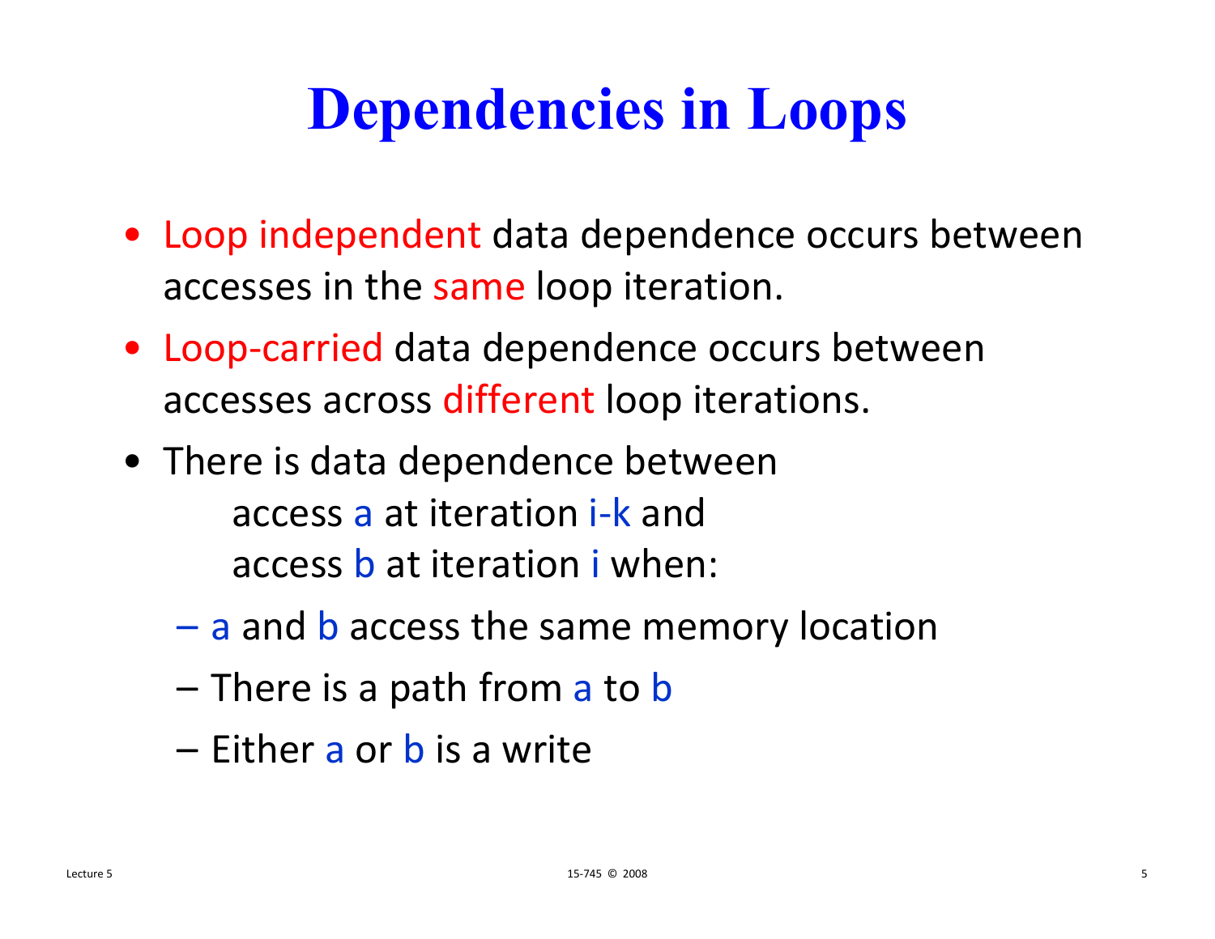# Dependencies in Loops

- Loop independent data dependence occurs between accesses in the same loop iteration.
- Loop-carried data dependence occurs between accesses across different loop iterations.
- There is data dependence between
  access a at iteration i-k and
  access b at iteration i when:
  - a and b access the same memory location
  - There is a path from a to b
  - Either a or b is a write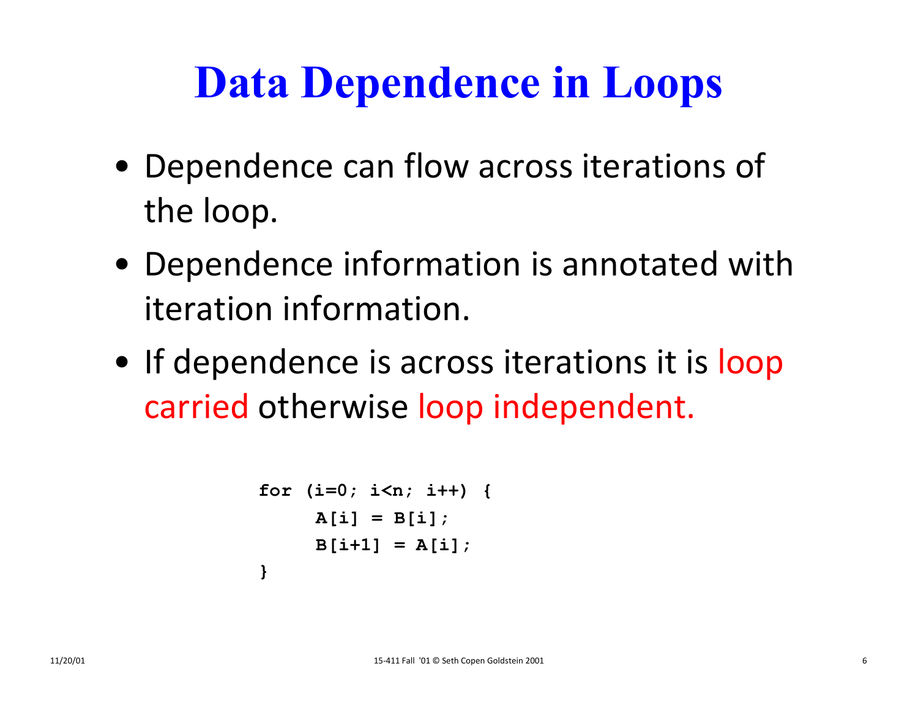# Data Dependence in Loops

- Dependence can flow across iterations of the loop.
- Dependence information is annotated with iteration information.
- If dependence is across iterations it is loop carried otherwise loop independent.

```
for (i=0; i<n; i++) {
     A[i] = B[i];
     B[i+1] = A[i];
}
```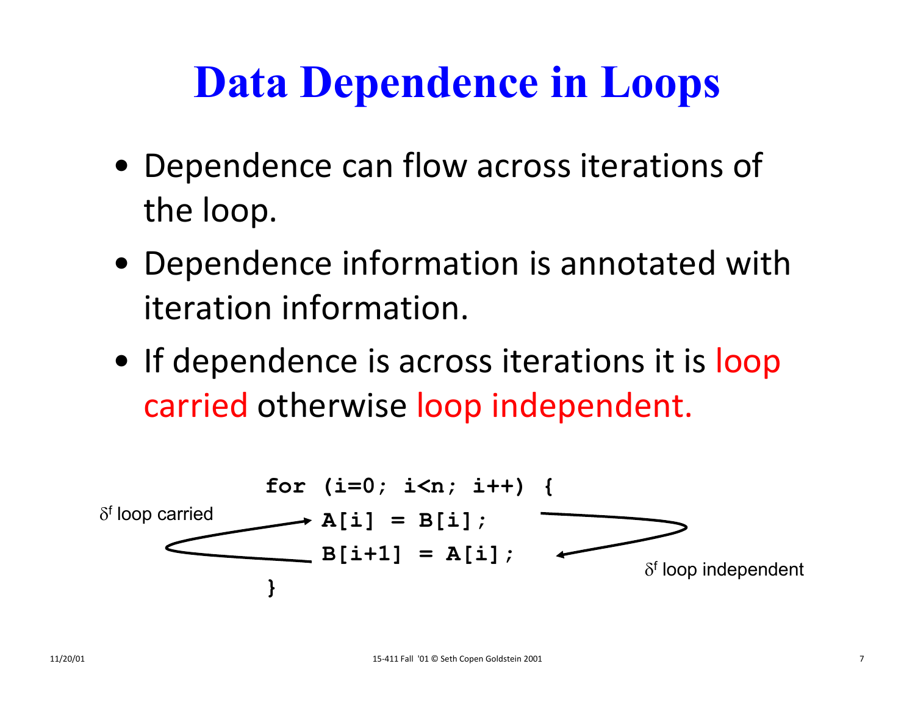# Data Dependence in Loops

- Dependence can flow across iterations of the loop.
- Dependence information is annotated with iteration information.
- If dependence is across iterations it is loop carried otherwise loop independent.

```
for (i=0; i<n; i++) {
    A[i] = B[i];
    B[i+1] = A[i];
}
```

$\delta^f$ loop carried

$\delta^f$ loop independent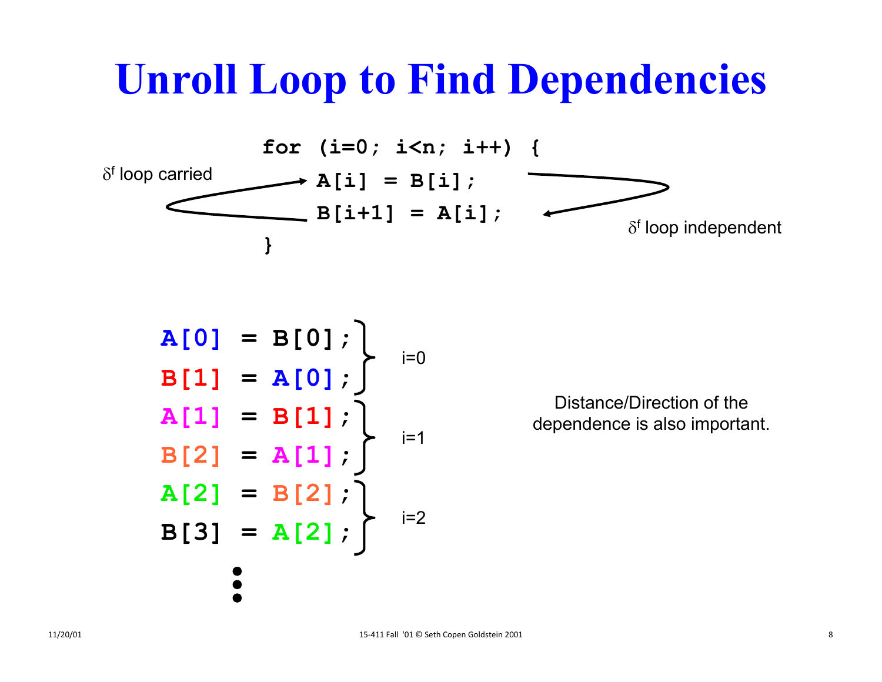# Unroll Loop to Find Dependencies

```
for (i=0; i<n; i++) {
    A[i] = B[i];
    B[i+1] = A[i];
}
```

$\delta^f$ loop carried

$\delta^f$ loop independent

```
A[0] = B[0];
B[1] = A[0];
A[1] = B[1];
B[2] = A[1];
A[2] = B[2];
B[3] = A[2];
...
```

i=0

i=1

i=2

Distance/Direction of the dependence is also important.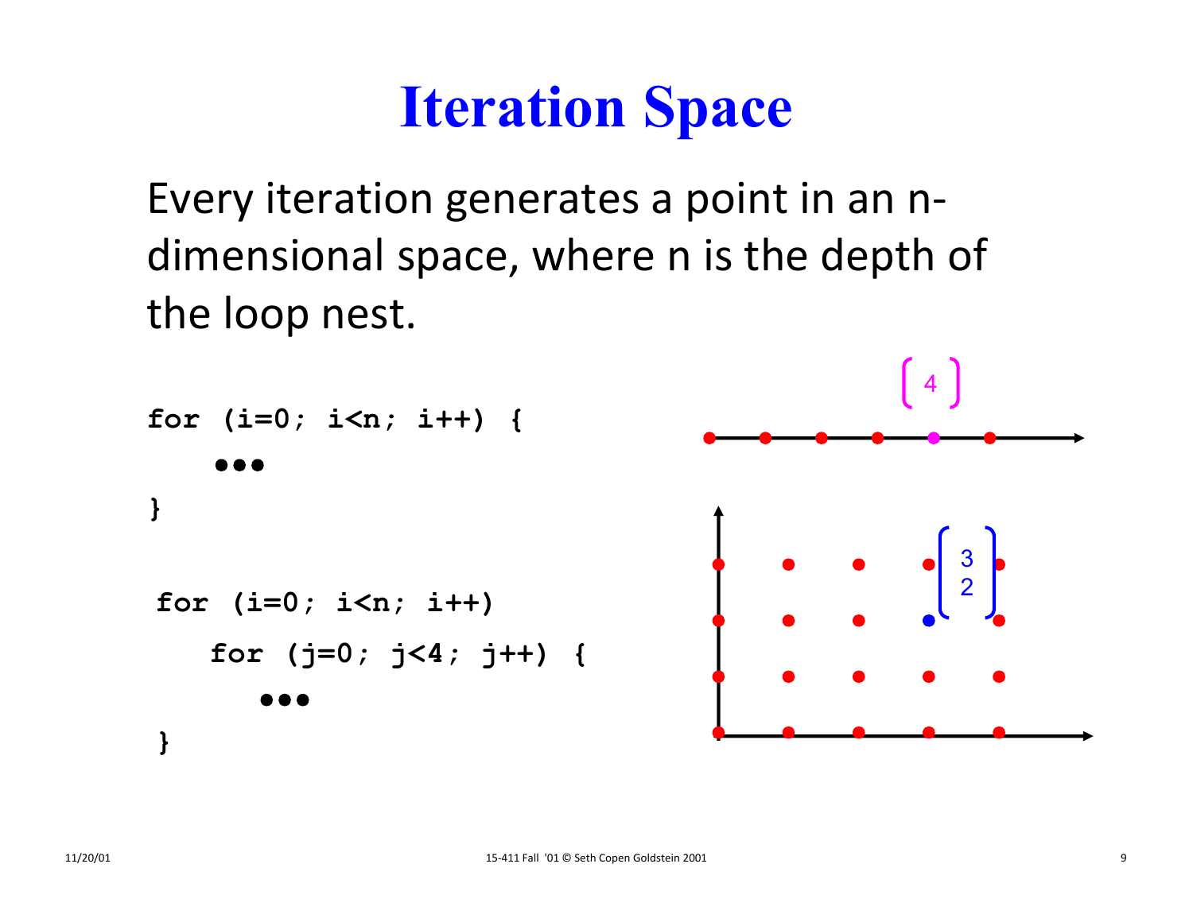# Iteration Space

Every iteration generates a point in an n-dimensional space, where n is the depth of the loop nest.

```
for (i=0; i<n; i++) {
    •••
}
```

```
for (i=0; i<n; i++)
    for (j=0; j<4; j++) {
        •••
}
```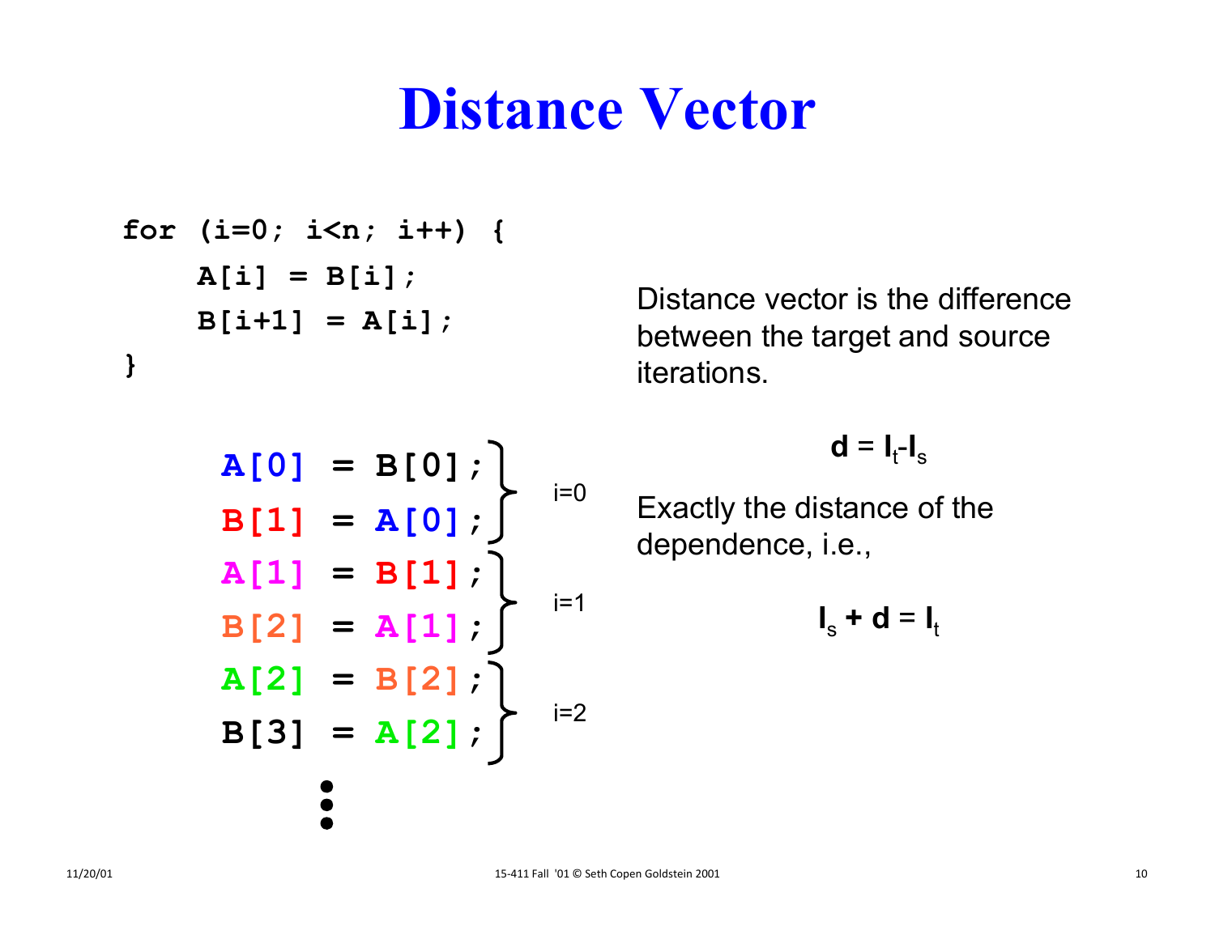# Distance Vector

```
for (i=0; i<n; i++) {
    A[i] = B[i];
    B[i+1] = A[i];
}
```

```
A[0] = B[0];
B[1] = A[0];    } i=0
A[1] = B[1];
B[2] = A[1];    } i=1
A[2] = B[2];
B[3] = A[2];    } i=2
     ⋮
```

Distance vector is the difference between the target and source iterations.

$$\mathbf{d} = \mathbf{I}_t - \mathbf{I}_s$$

Exactly the distance of the dependence, i.e.,

$$\mathbf{I}_s + \mathbf{d} = \mathbf{I}_t$$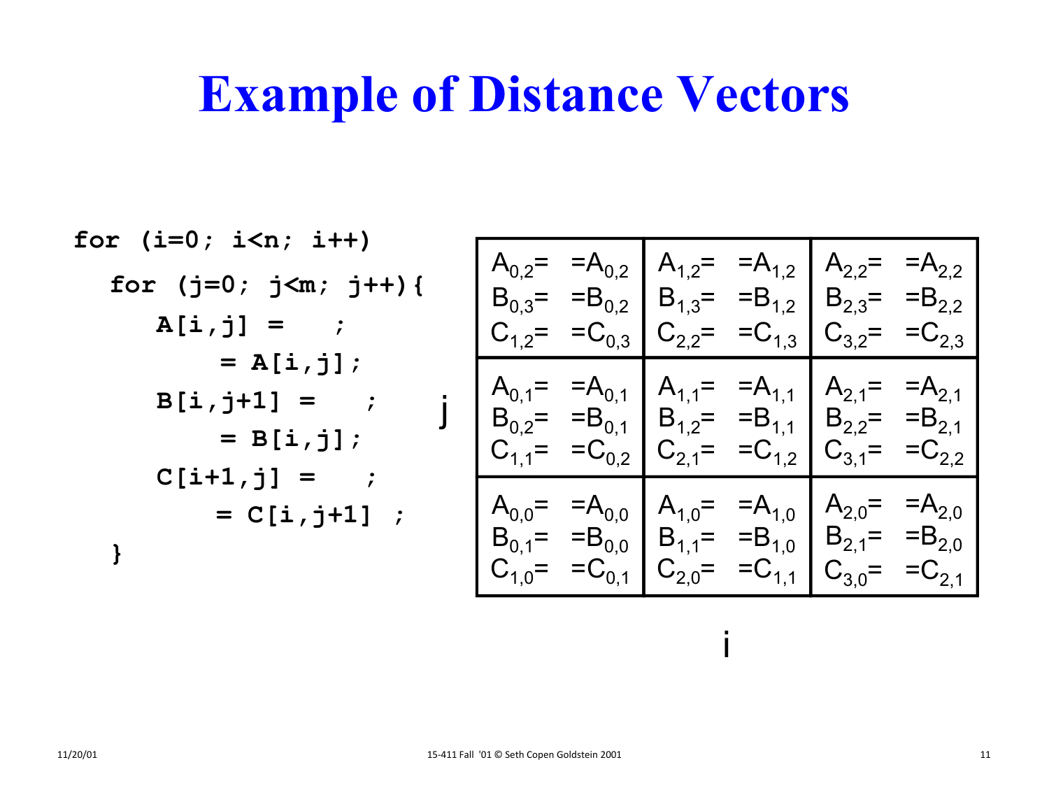# Example of Distance Vectors

```
for (i=0; i<n; i++)
  for (j=0; j<m; j++){
    A[i,j] =    ;
         = A[i,j];
    B[i,j+1] =    ;
         = B[i,j];
    C[i+1,j] =    ;
         = C[i,j+1] ;
  }
```

| j | i = 0 | i = 1 | i = 2 |
|---|---|---|---|
| 2 | $A_{0,2}$= =$A_{0,2}$<br>$B_{0,3}$= =$B_{0,2}$<br>$C_{1,2}$= =$C_{0,3}$ | $A_{1,2}$= =$A_{1,2}$<br>$B_{1,3}$= =$B_{1,2}$<br>$C_{2,2}$= =$C_{1,3}$ | $A_{2,2}$= =$A_{2,2}$<br>$B_{2,3}$= =$B_{2,2}$<br>$C_{3,2}$= =$C_{2,3}$ |
| 1 | $A_{0,1}$= =$A_{0,1}$<br>$B_{0,2}$= =$B_{0,1}$<br>$C_{1,1}$= =$C_{0,2}$ | $A_{1,1}$= =$A_{1,1}$<br>$B_{1,2}$= =$B_{1,1}$<br>$C_{2,1}$= =$C_{1,2}$ | $A_{2,1}$= =$A_{2,1}$<br>$B_{2,2}$= =$B_{2,1}$<br>$C_{3,1}$= =$C_{2,2}$ |
| 0 | $A_{0,0}$= =$A_{0,0}$<br>$B_{0,1}$= =$B_{0,0}$<br>$C_{1,0}$= =$C_{0,1}$ | $A_{1,0}$= =$A_{1,0}$<br>$B_{1,1}$= =$B_{1,0}$<br>$C_{2,0}$= =$C_{1,1}$ | $A_{2,0}$= =$A_{2,0}$<br>$B_{2,1}$= =$B_{2,0}$<br>$C_{3,0}$= =$C_{2,1}$ |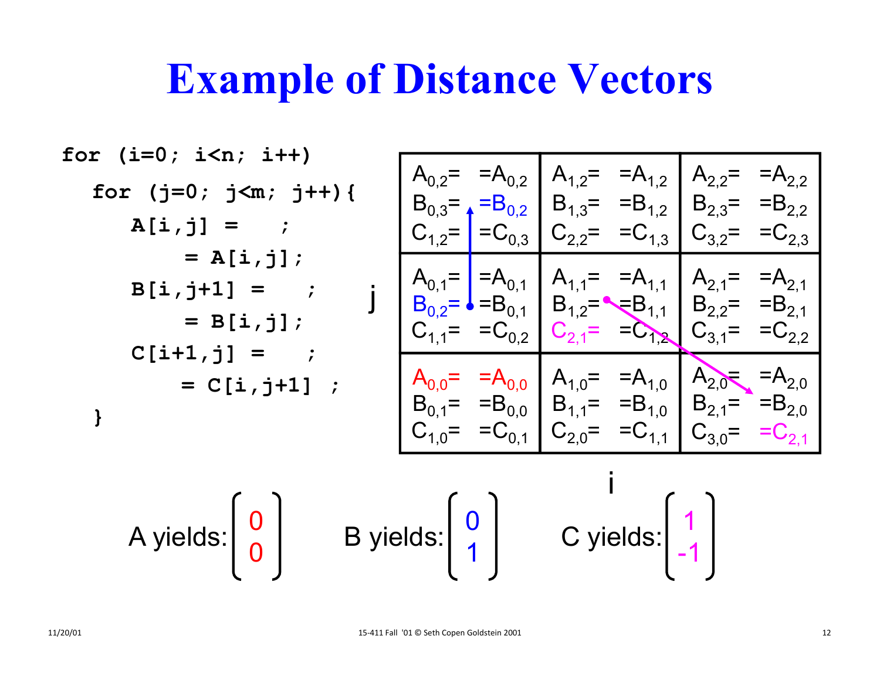# Example of Distance Vectors

```
for (i=0; i<n; i++)
  for (j=0; j<m; j++){
    A[i,j] =    ;
         = A[i,j];
    B[i,j+1] =    ;
         = B[i,j];
    C[i+1,j] =    ;
         = C[i,j+1] ;
  }
```

| j \ i | 0 | 1 | 2 |
|---|---|---|---|
| 2 | $A_{0,2}=$ $=A_{0,2}$<br>$B_{0,3}=$ $=B_{0,2}$<br>$C_{1,2}=$ $=C_{0,3}$ | $A_{1,2}=$ $=A_{1,2}$<br>$B_{1,3}=$ $=B_{1,2}$<br>$C_{2,2}=$ $=C_{1,3}$ | $A_{2,2}=$ $=A_{2,2}$<br>$B_{2,3}=$ $=B_{2,2}$<br>$C_{3,2}=$ $=C_{2,3}$ |
| 1 | $A_{0,1}=$ $=A_{0,1}$<br>$B_{0,2}=$ $=B_{0,1}$<br>$C_{1,1}=$ $=C_{0,2}$ | $A_{1,1}=$ $=A_{1,1}$<br>$B_{1,2}=$ $=B_{1,1}$<br>$C_{2,1}=$ $=C_{1,2}$ | $A_{2,1}=$ $=A_{2,1}$<br>$B_{2,2}=$ $=B_{2,1}$<br>$C_{3,1}=$ $=C_{2,2}$ |
| 0 | $A_{0,0}=$ $=A_{0,0}$<br>$B_{0,1}=$ $=B_{0,0}$<br>$C_{1,0}=$ $=C_{0,1}$ | $A_{1,0}=$ $=A_{1,0}$<br>$B_{1,1}=$ $=B_{1,0}$<br>$C_{2,0}=$ $=C_{1,1}$ | $A_{2,0}=$ $=A_{2,0}$<br>$B_{2,1}=$ $=B_{2,0}$<br>$C_{3,0}=$ $=C_{2,1}$ |

A yields: $\begin{pmatrix} 0 \\ 0 \end{pmatrix}$ B yields: $\begin{pmatrix} 0 \\ 1 \end{pmatrix}$ C yields: $\begin{pmatrix} 1 \\ -1 \end{pmatrix}$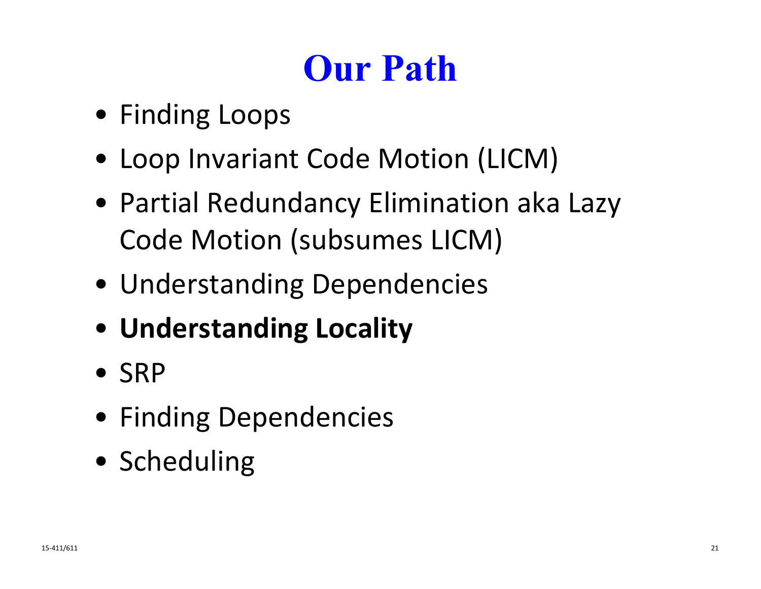# Our Path

- Finding Loops
- Loop Invariant Code Motion (LICM)
- Partial Redundancy Elimination aka Lazy Code Motion (subsumes LICM)
- Understanding Dependencies
- **Understanding Locality**
- SRP
- Finding Dependencies
- Scheduling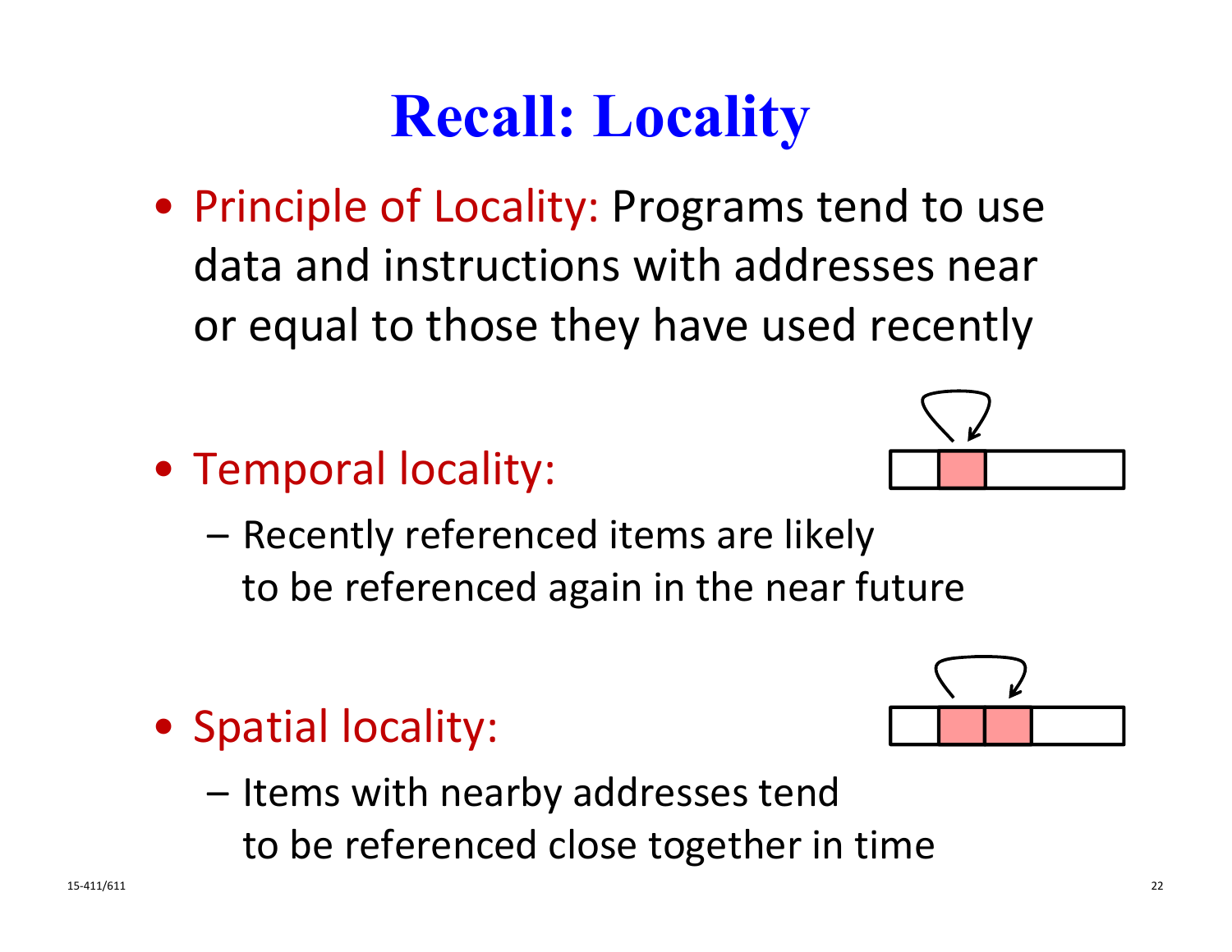# Recall: Locality

- Principle of Locality: Programs tend to use data and instructions with addresses near or equal to those they have used recently

- Temporal locality:
  - Recently referenced items are likely to be referenced again in the near future

- Spatial locality:
  - Items with nearby addresses tend to be referenced close together in time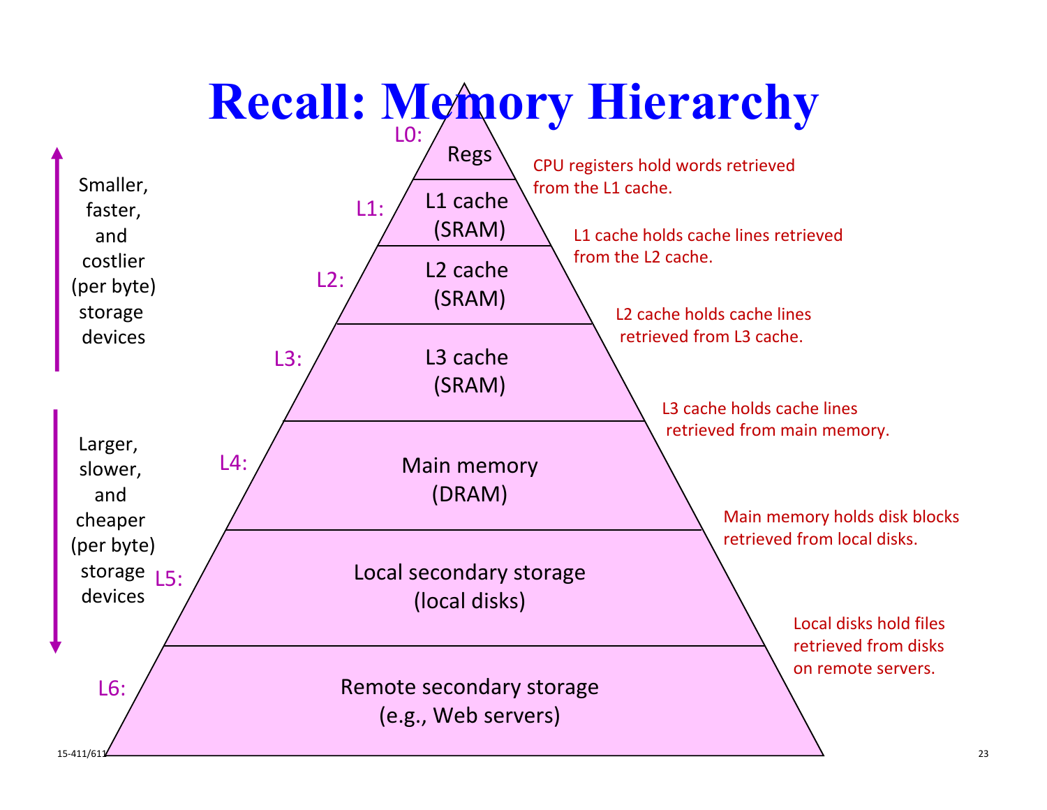# Recall: Memory Hierarchy

Smaller, faster, and costlier (per byte) storage devices

Larger, slower, and cheaper (per byte) storage devices

L0: Regs — CPU registers hold words retrieved from the L1 cache.

L1: L1 cache (SRAM) — L1 cache holds cache lines retrieved from the L2 cache.

L2: L2 cache (SRAM) — L2 cache holds cache lines retrieved from L3 cache.

L3: L3 cache (SRAM) — L3 cache holds cache lines retrieved from main memory.

L4: Main memory (DRAM) — Main memory holds disk blocks retrieved from local disks.

L5: Local secondary storage (local disks) — Local disks hold files retrieved from disks on remote servers.

L6: Remote secondary storage (e.g., Web servers)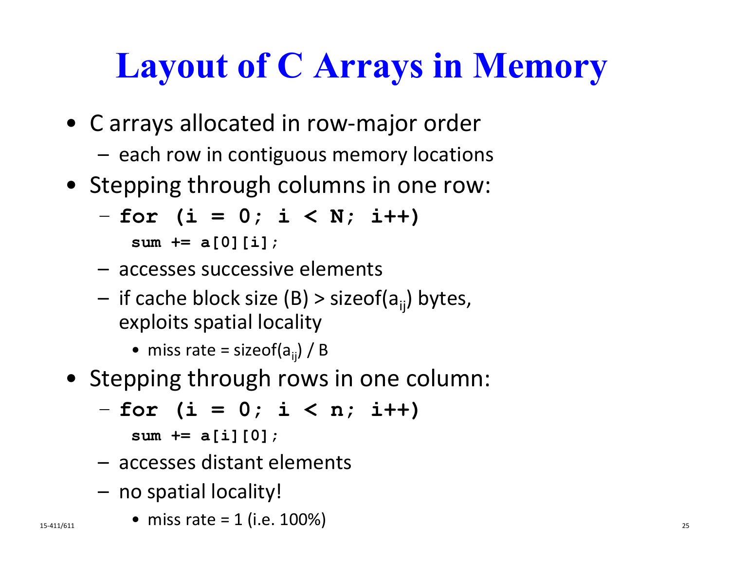# Layout of C Arrays in Memory

- C arrays allocated in row-major order
  - each row in contiguous memory locations
- Stepping through columns in one row:
  - ```
    for (i = 0; i < N; i++)
      sum += a[0][i];
    ```
  - accesses successive elements
  - if cache block size (B) > sizeof($a_{ij}$) bytes, exploits spatial locality
    - miss rate = sizeof($a_{ij}$) / B
- Stepping through rows in one column:
  - ```
    for (i = 0; i < n; i++)
      sum += a[i][0];
    ```
  - accesses distant elements
  - no spatial locality!
    - miss rate = 1 (i.e. 100%)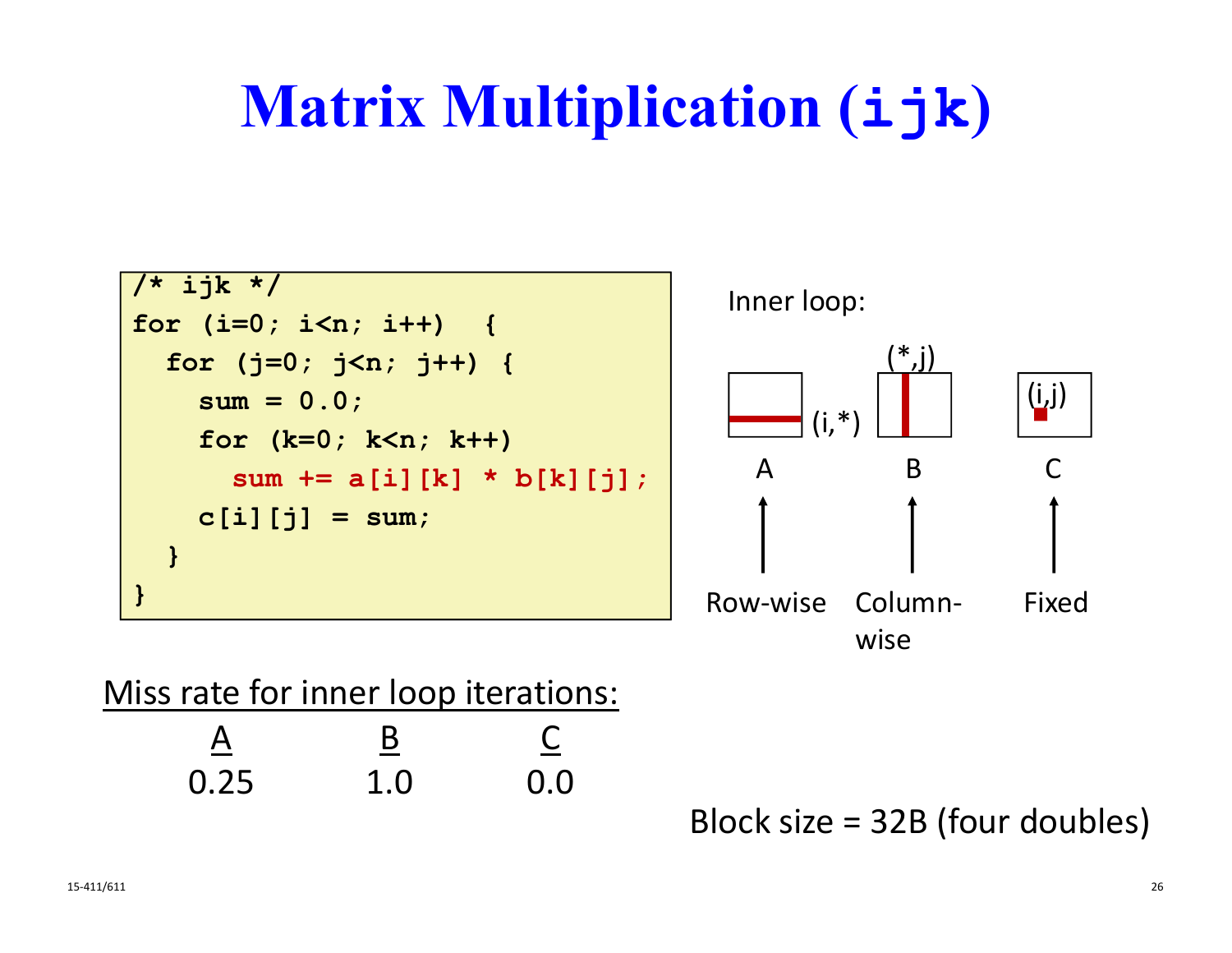# Matrix Multiplication (ijk)

```
/* ijk */
for (i=0; i<n; i++)  {
  for (j=0; j<n; j++) {
    sum = 0.0;
    for (k=0; k<n; k++)
      sum += a[i][k] * b[k][j];
    c[i][j] = sum;
  }
}
```

Inner loop:

| A | B | C |
|---|---|---|
| (i,*) | (*,j) | (i,j) |
| Row-wise | Column-wise | Fixed |

Miss rate for inner loop iterations:

| A | B | C |
|---|---|---|
| 0.25 | 1.0 | 0.0 |

Block size = 32B (four doubles)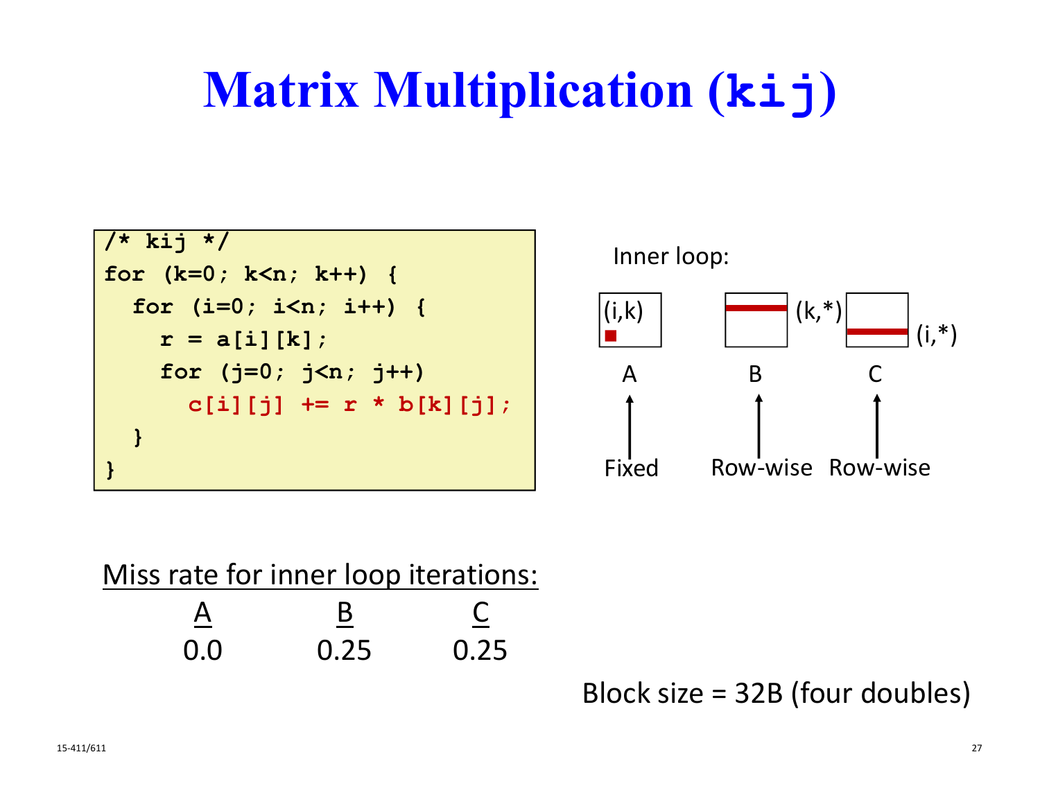# Matrix Multiplication (kij)

```
/* kij */
for (k=0; k<n; k++) {
  for (i=0; i<n; i++) {
    r = a[i][k];
    for (j=0; j<n; j++)
      c[i][j] += r * b[k][j];
  }
}
```

Inner loop:

| A | B | C |
|---|---|---|
| (i,k) | (k,*) | (i,*) |
| Fixed | Row-wise | Row-wise |

Miss rate for inner loop iterations:

| A | B | C |
|---|---|---|
| 0.0 | 0.25 | 0.25 |

Block size = 32B (four doubles)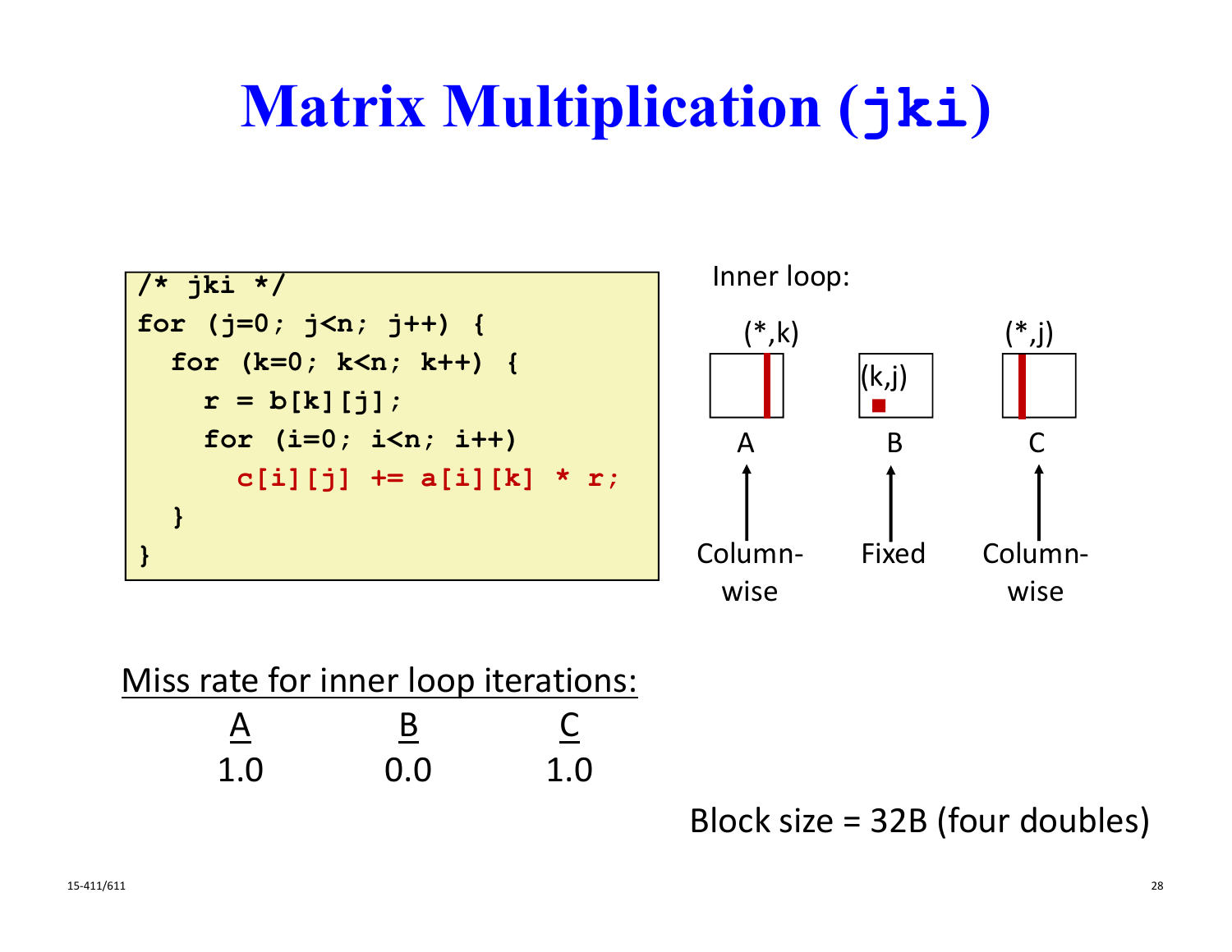# Matrix Multiplication (jki)

```
/* jki */
for (j=0; j<n; j++) {
  for (k=0; k<n; k++) {
    r = b[k][j];
    for (i=0; i<n; i++)
      c[i][j] += a[i][k] * r;
  }
}
```

Inner loop:

(*,k) (k,j) (*,j)

A B C

Column-wise Fixed Column-wise

Miss rate for inner loop iterations:

| A | B | C |
|---|---|---|
| 1.0 | 0.0 | 1.0 |

Block size = 32B (four doubles)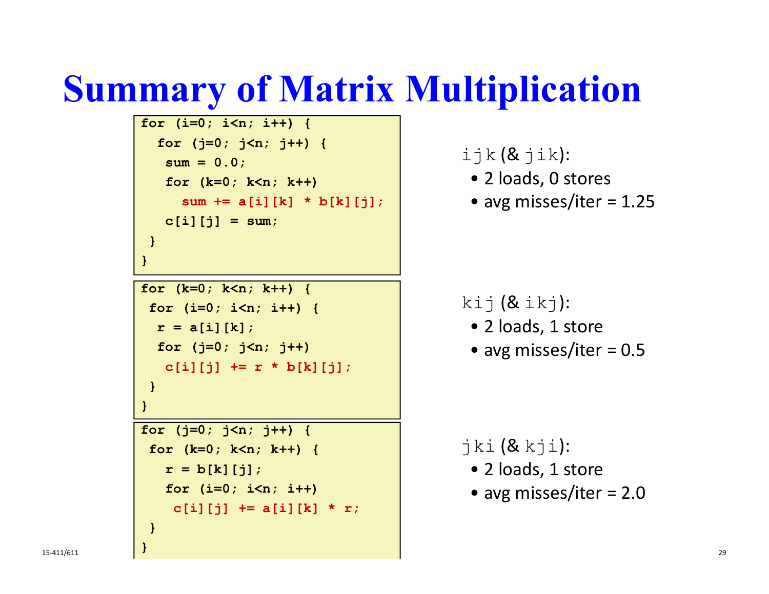# Summary of Matrix Multiplication

```
for (i=0; i<n; i++) {
  for (j=0; j<n; j++) {
   sum = 0.0;
   for (k=0; k<n; k++)
     sum += a[i][k] * b[k][j];
   c[i][j] = sum;
 }
}
```

ijk (& jik):

- 2 loads, 0 stores
- avg misses/iter = 1.25

```
for (k=0; k<n; k++) {
 for (i=0; i<n; i++) {
  r = a[i][k];
  for (j=0; j<n; j++)
   c[i][j] += r * b[k][j];
 }
}
```

kij (& ikj):

- 2 loads, 1 store
- avg misses/iter = 0.5

```
for (j=0; j<n; j++) {
 for (k=0; k<n; k++) {
   r = b[k][j];
   for (i=0; i<n; i++)
    c[i][j] += a[i][k] * r;
 }
}
```

jki (& kji):

- 2 loads, 1 store
- avg misses/iter = 2.0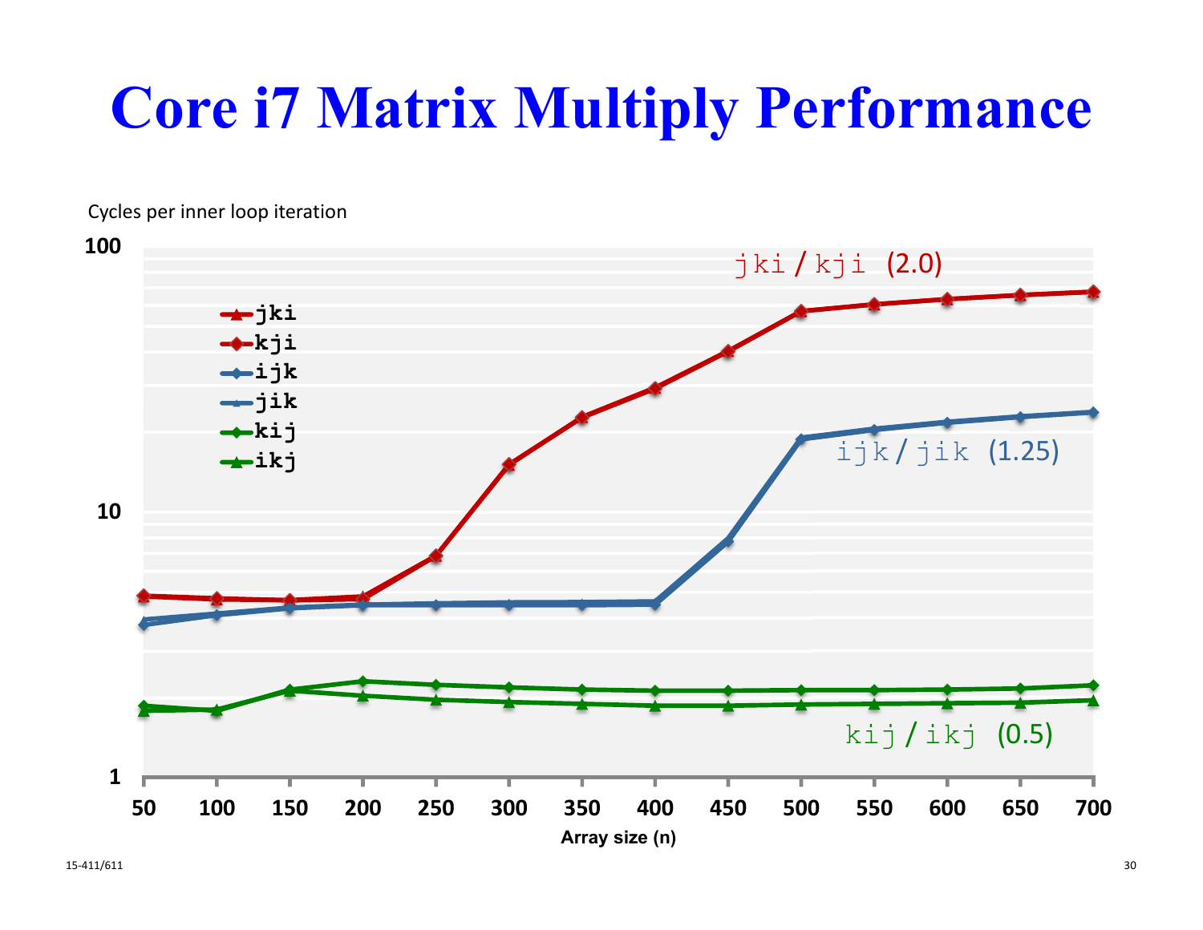# Core i7 Matrix Multiply Performance

Cycles per inner loop iteration

- jki
- kji
- ijk
- jik
- kij
- ikj

jki / kji (2.0)

ijk / jik (1.25)

kij / ikj (0.5)

Array size (n)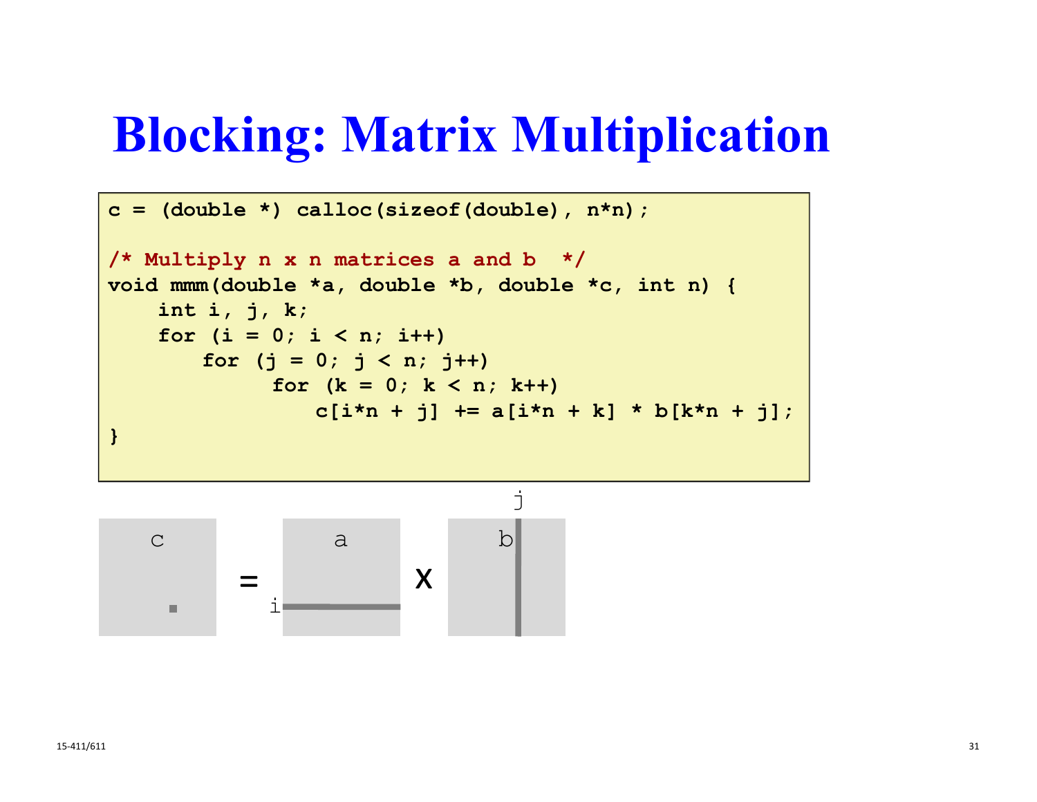# Blocking: Matrix Multiplication

```
c = (double *) calloc(sizeof(double), n*n);

/* Multiply n x n matrices a and b  */
void mmm(double *a, double *b, double *c, int n) {
    int i, j, k;
    for (i = 0; i < n; i++)
        for (j = 0; j < n; j++)
            for (k = 0; k < n; k++)
                c[i*n + j] += a[i*n + k] * b[k*n + j];
}
```

c = a x b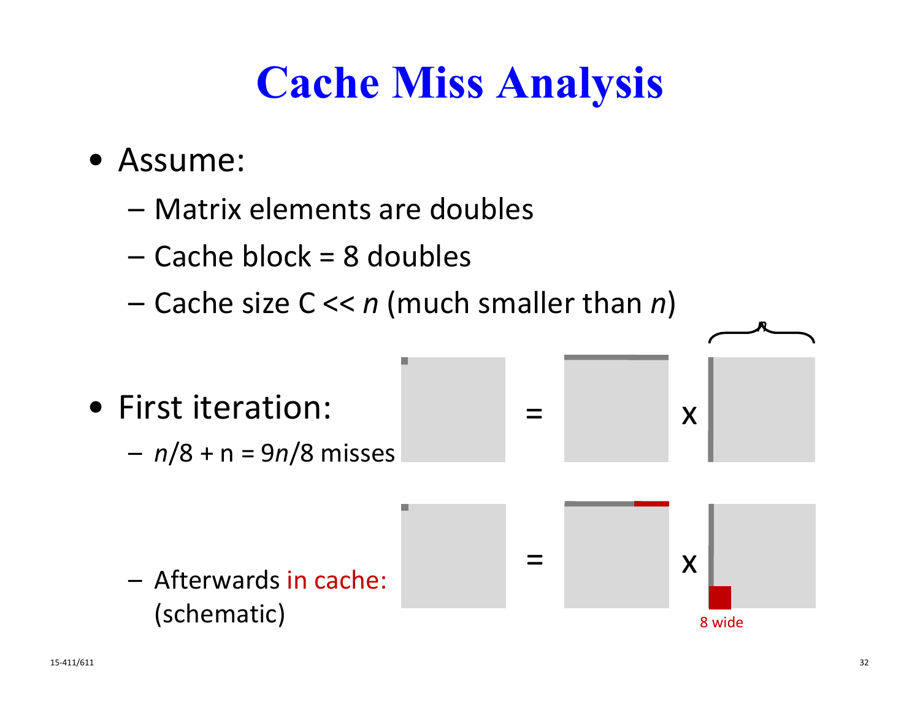# Cache Miss Analysis

- Assume:
  - Matrix elements are doubles
  - Cache block = 8 doubles
  - Cache size C << $n$ (much smaller than $n$)

- First iteration:
  - $n/8 + n = 9n/8$ misses

  - Afterwards in cache: (schematic)

$n$

=

x

=

x

8 wide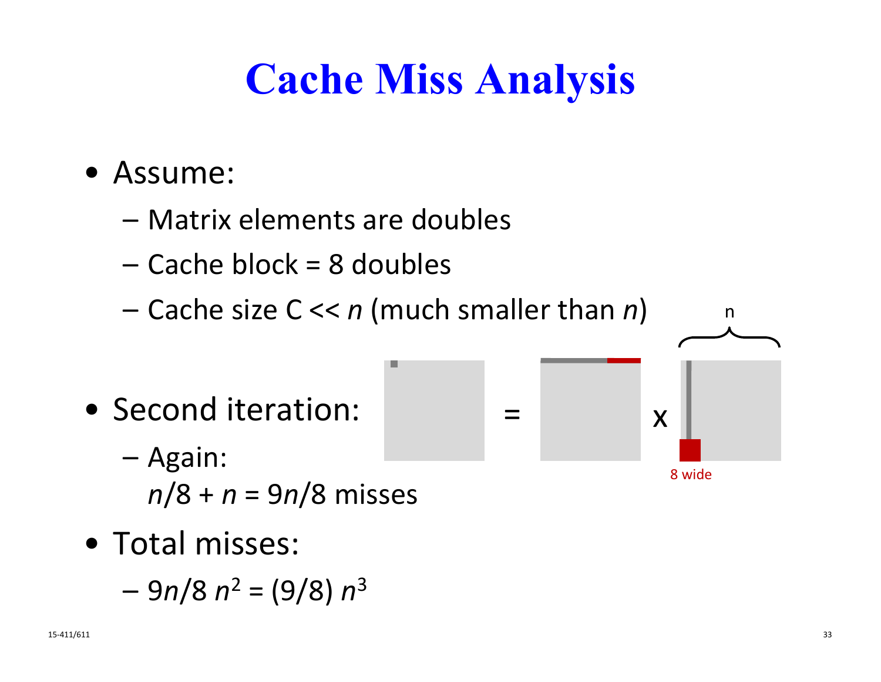# Cache Miss Analysis

- Assume:
  - Matrix elements are doubles
  - Cache block = 8 doubles
  - Cache size C << *n* (much smaller than *n*)

- Second iteration:
  - Again:
    $n/8 + n = 9n/8$ misses

- Total misses:
  - $9n/8 \; n^2 = (9/8) \; n^3$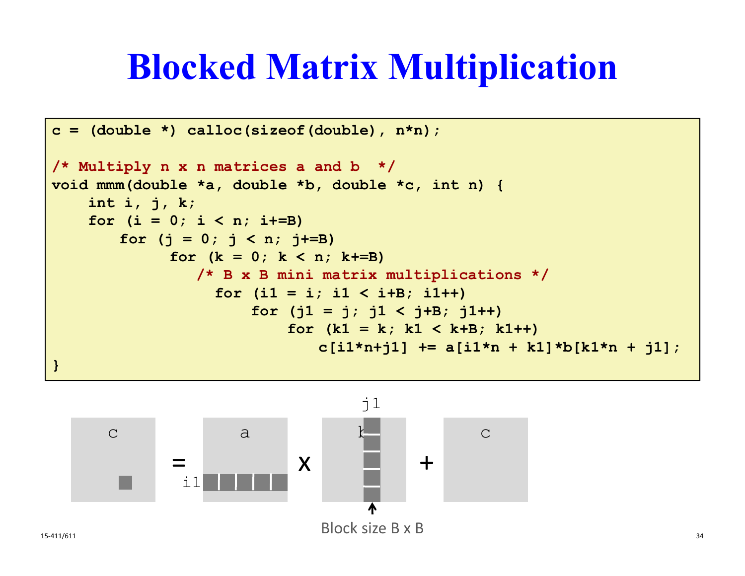# Blocked Matrix Multiplication

```
c = (double *) calloc(sizeof(double), n*n);

/* Multiply n x n matrices a and b  */
void mmm(double *a, double *b, double *c, int n) {
    int i, j, k;
    for (i = 0; i < n; i+=B)
        for (j = 0; j < n; j+=B)
             for (k = 0; k < n; k+=B)
                 /* B x B mini matrix multiplications */
                  for (i1 = i; i1 < i+B; i1++)
                      for (j1 = j; j1 < j+B; j1++)
                          for (k1 = k; k1 < k+B; k1++)
                              c[i1*n+j1] += a[i1*n + k1]*b[k1*n + j1];
}
```

c = a × b + c

i1, j1

Block size B x B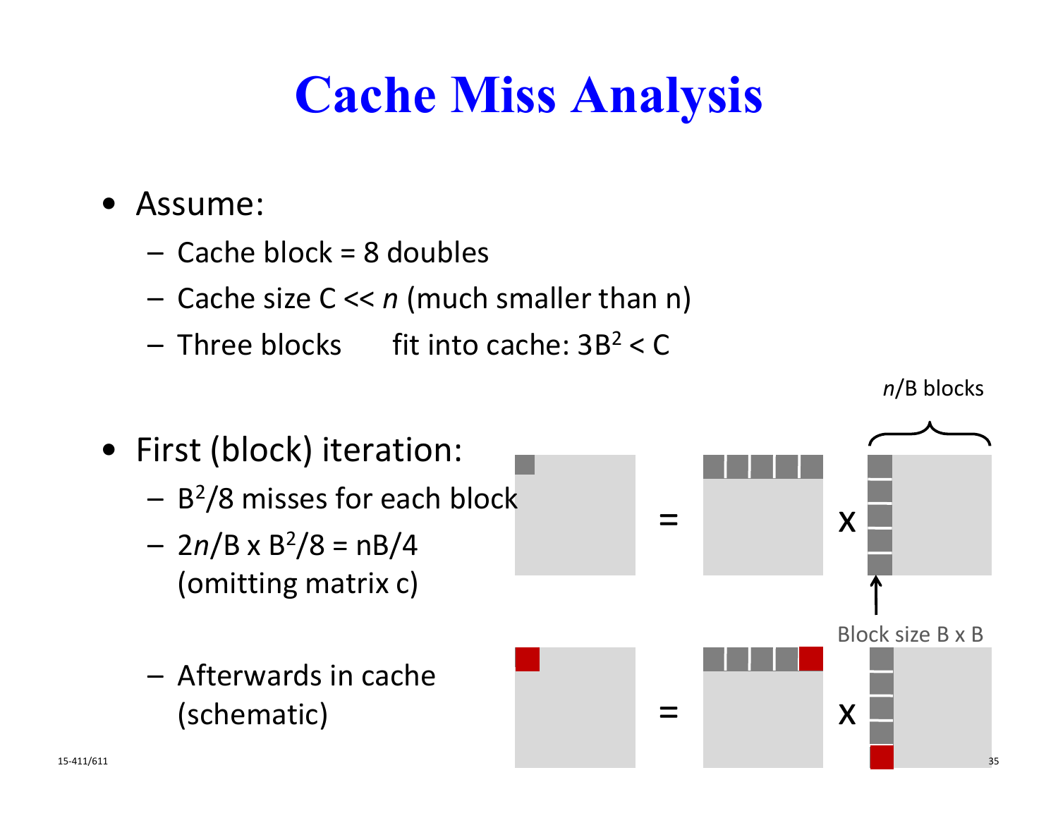# Cache Miss Analysis

- Assume:
  - Cache block = 8 doubles
  - Cache size C << *n* (much smaller than n)
  - Three blocks fit into cache: $3B^2 < C$

- First (block) iteration:
  - $B^2/8$ misses for each block
  - $2n/B \times B^2/8 = nB/4$ (omitting matrix c)
  - Afterwards in cache (schematic)

*n*/B blocks

Block size B x B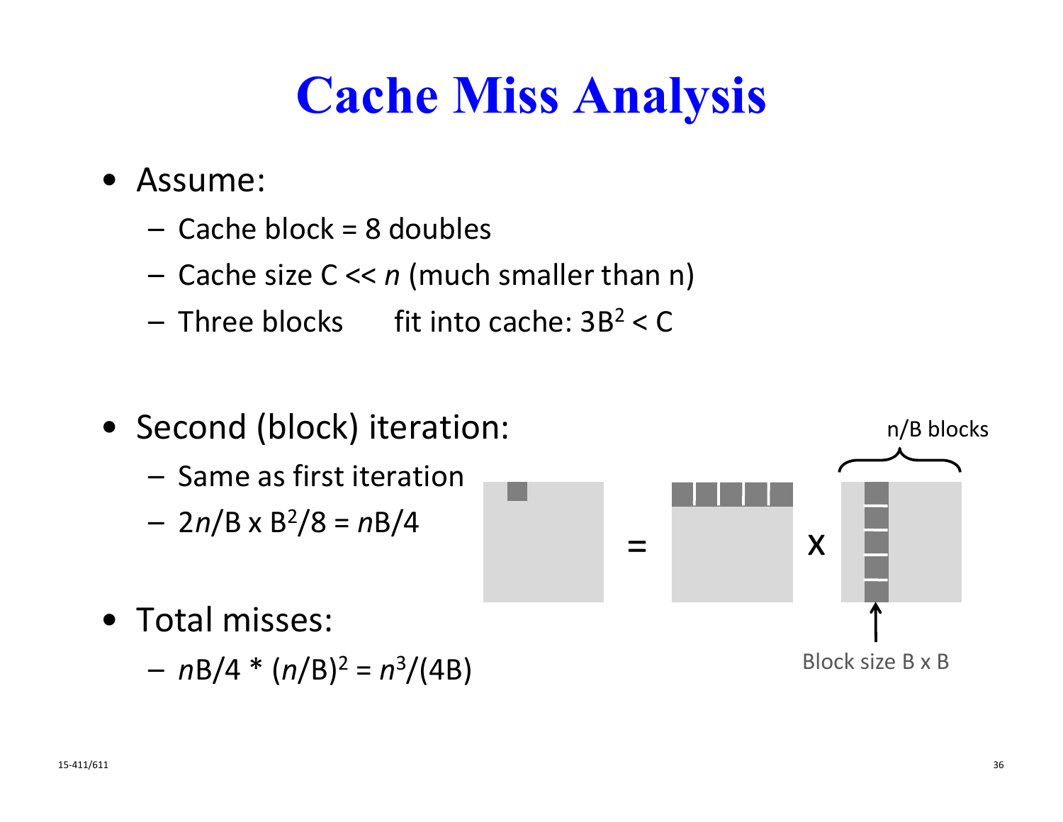# Cache Miss Analysis

- Assume:
  - Cache block = 8 doubles
  - Cache size C << *n* (much smaller than n)
  - Three blocks fit into cache: $3B^2 < C$

- Second (block) iteration:
  - Same as first iteration
  - $2n/B \times B^2/8 = nB/4$

- Total misses:
  - $nB/4 * (n/B)^2 = n^3/(4B)$

n/B blocks

Block size B x B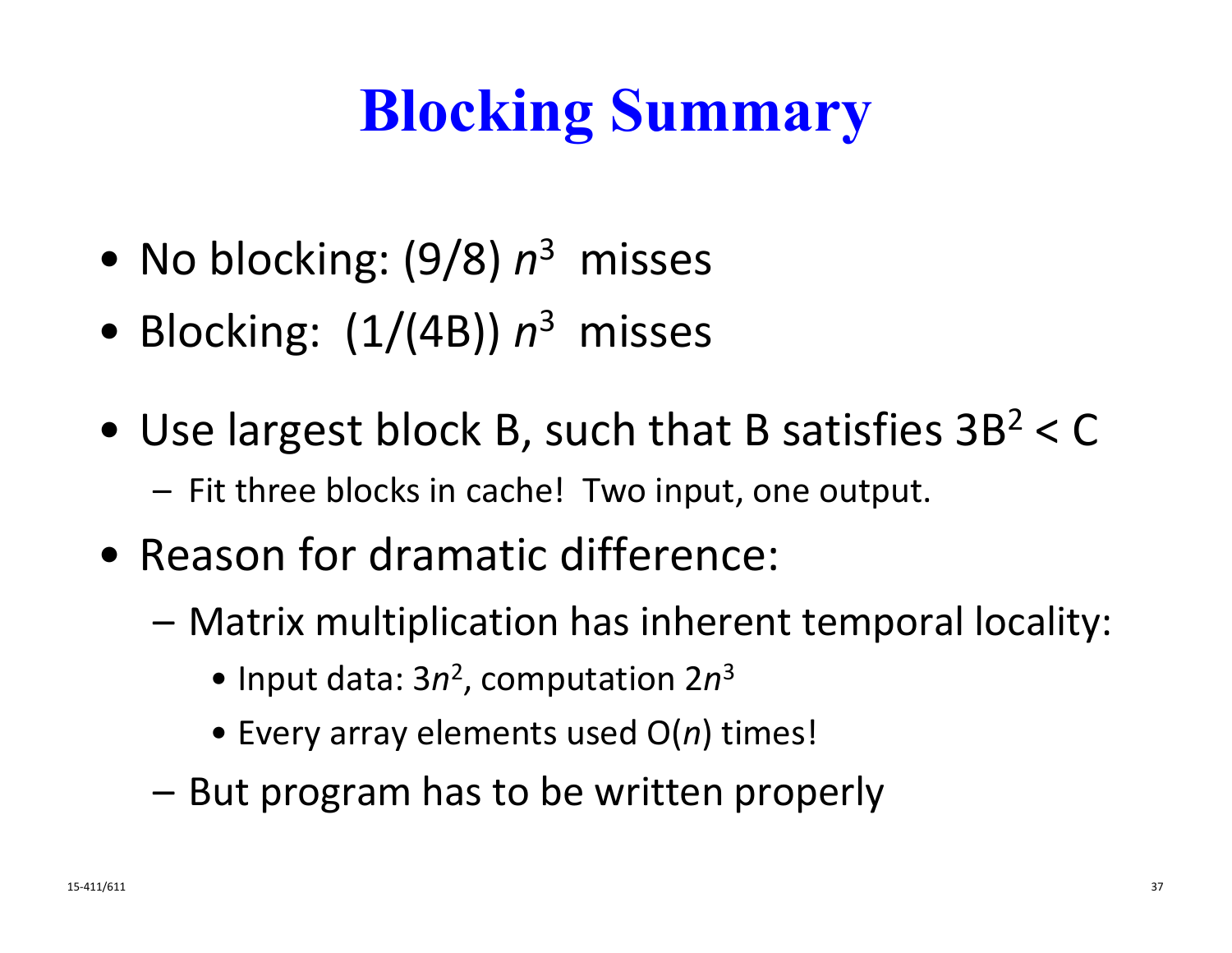# Blocking Summary

- No blocking: $(9/8)\ n^3$ misses
- Blocking: $(1/(4B))\ n^3$ misses

- Use largest block B, such that B satisfies $3B^2 < C$
  - Fit three blocks in cache! Two input, one output.
- Reason for dramatic difference:
  - Matrix multiplication has inherent temporal locality:
    - Input data: $3n^2$, computation $2n^3$
    - Every array elements used $O(n)$ times!
  - But program has to be written properly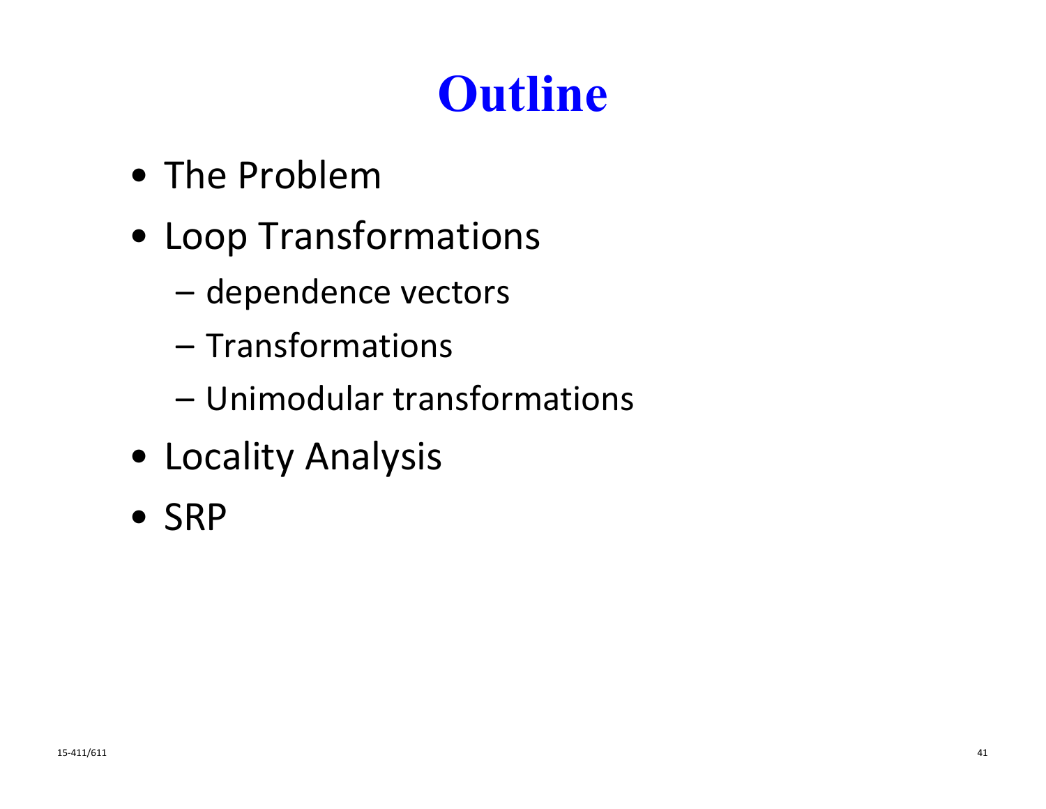# Outline

- The Problem
- Loop Transformations
  - dependence vectors
  - Transformations
  - Unimodular transformations
- Locality Analysis
- SRP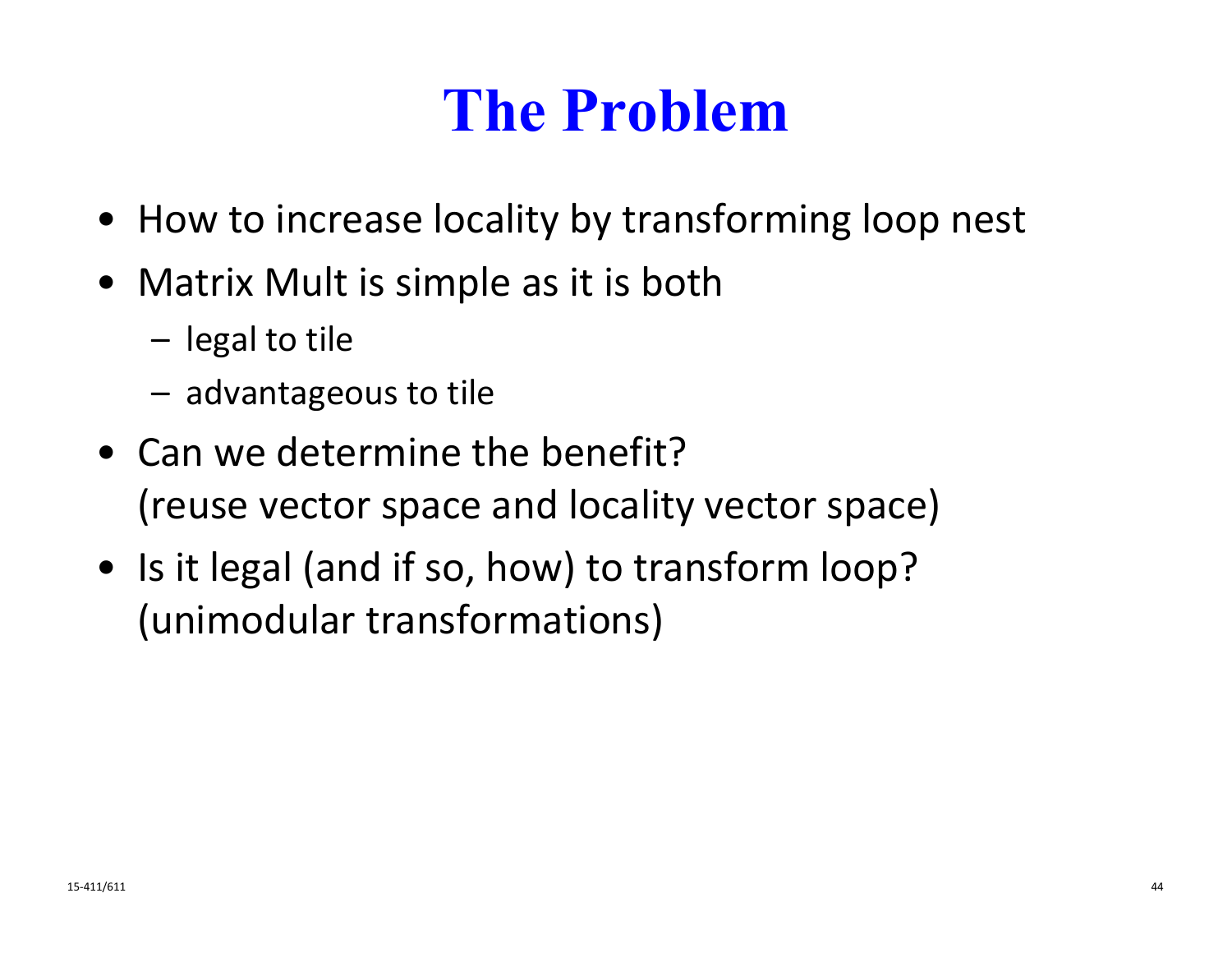# The Problem

- How to increase locality by transforming loop nest
- Matrix Mult is simple as it is both
  - legal to tile
  - advantageous to tile
- Can we determine the benefit?
  (reuse vector space and locality vector space)
- Is it legal (and if so, how) to transform loop?
  (unimodular transformations)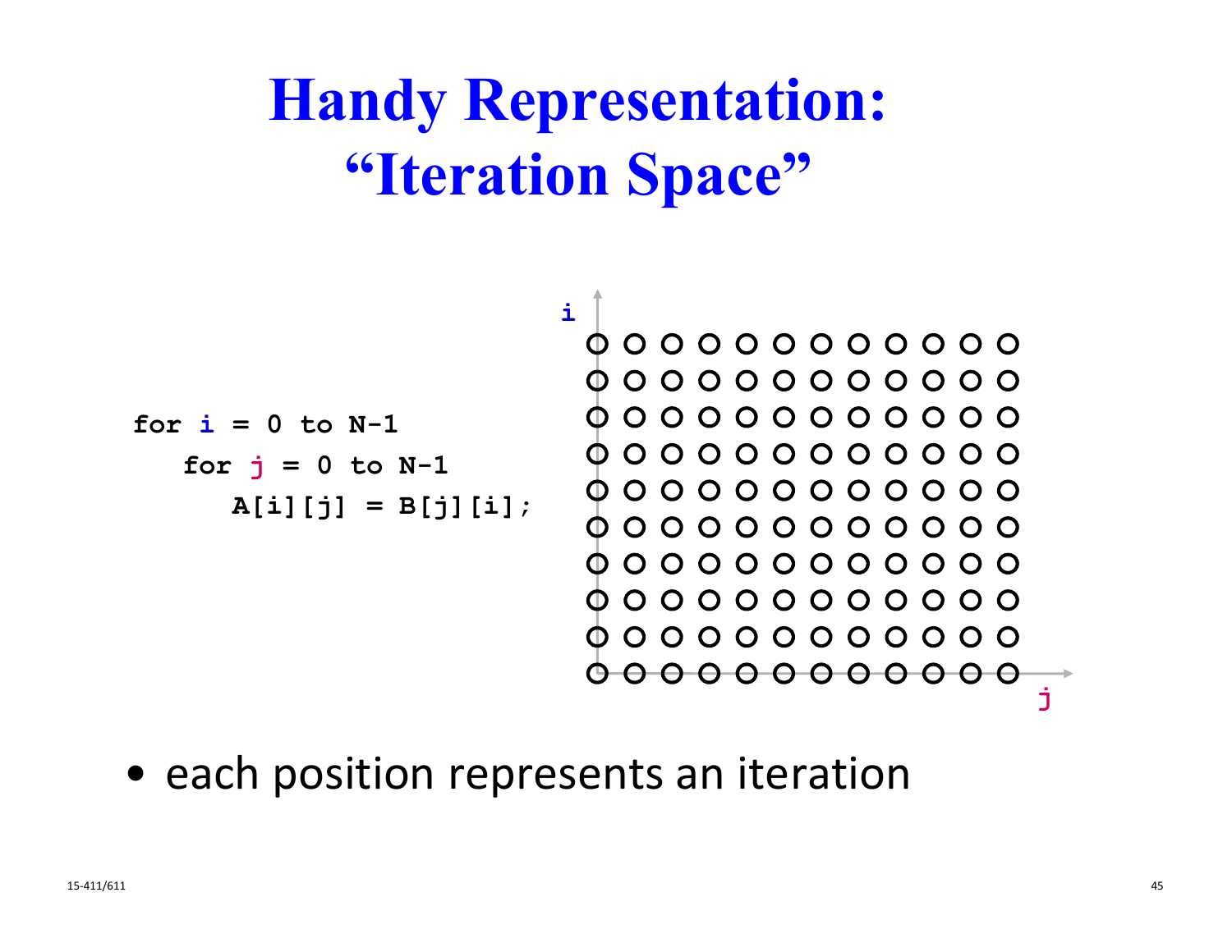# Handy Representation: "Iteration Space"

```
for i = 0 to N-1
   for j = 0 to N-1
      A[i][j] = B[j][i];
```

- each position represents an iteration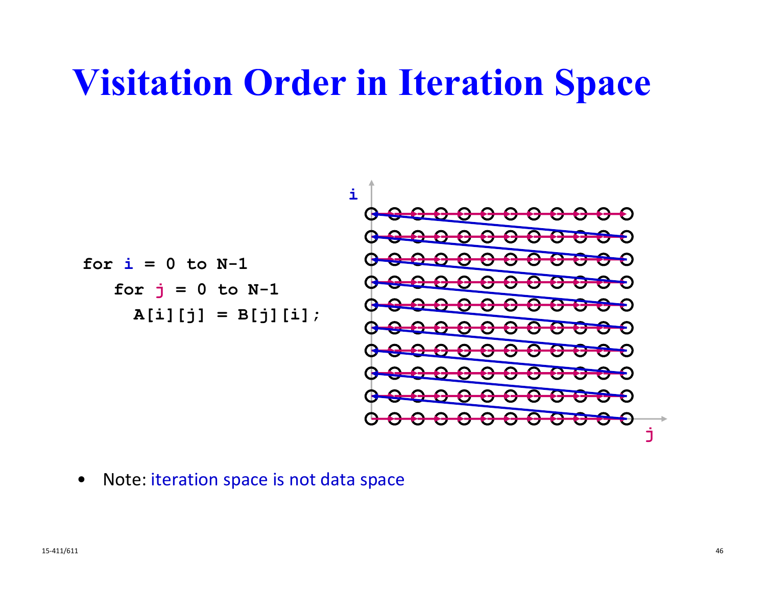# Visitation Order in Iteration Space

```
for i = 0 to N-1
   for j = 0 to N-1
     A[i][j] = B[j][i];
```

- Note: iteration space is not data space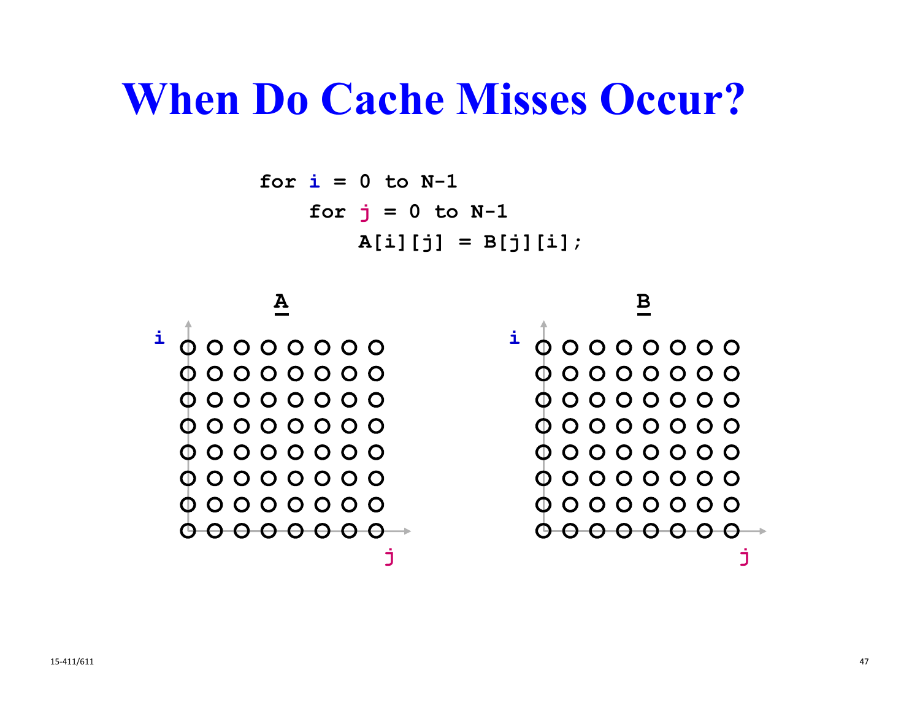# When Do Cache Misses Occur?

```
for i = 0 to N-1
    for j = 0 to N-1
        A[i][j] = B[j][i];
```

**A**

**B**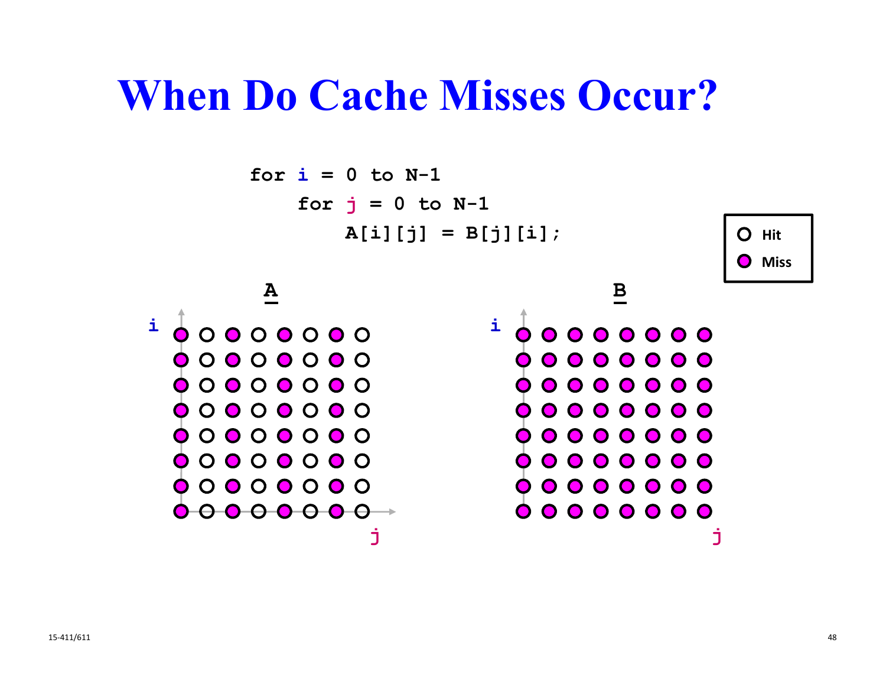# When Do Cache Misses Occur?

```
for i = 0 to N-1
    for j = 0 to N-1
        A[i][j] = B[j][i];
```

Hit

Miss

A

B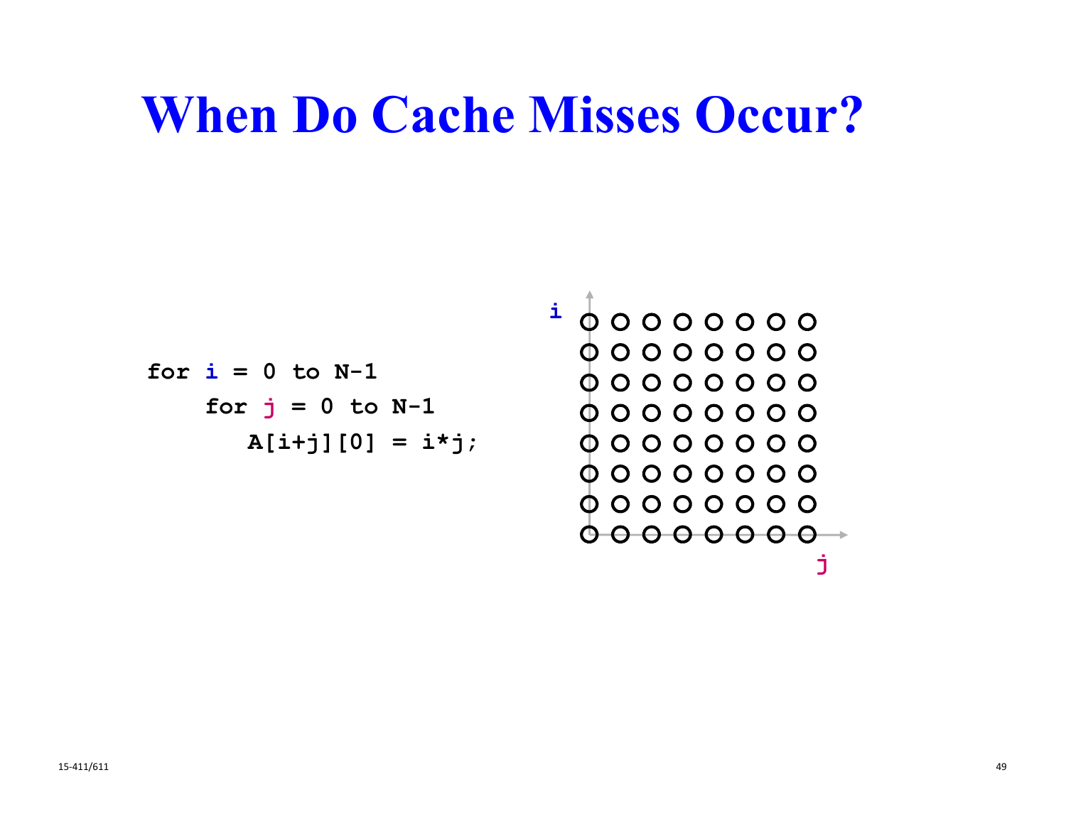# When Do Cache Misses Occur?

```
for i = 0 to N-1
    for j = 0 to N-1
        A[i+j][0] = i*j;
```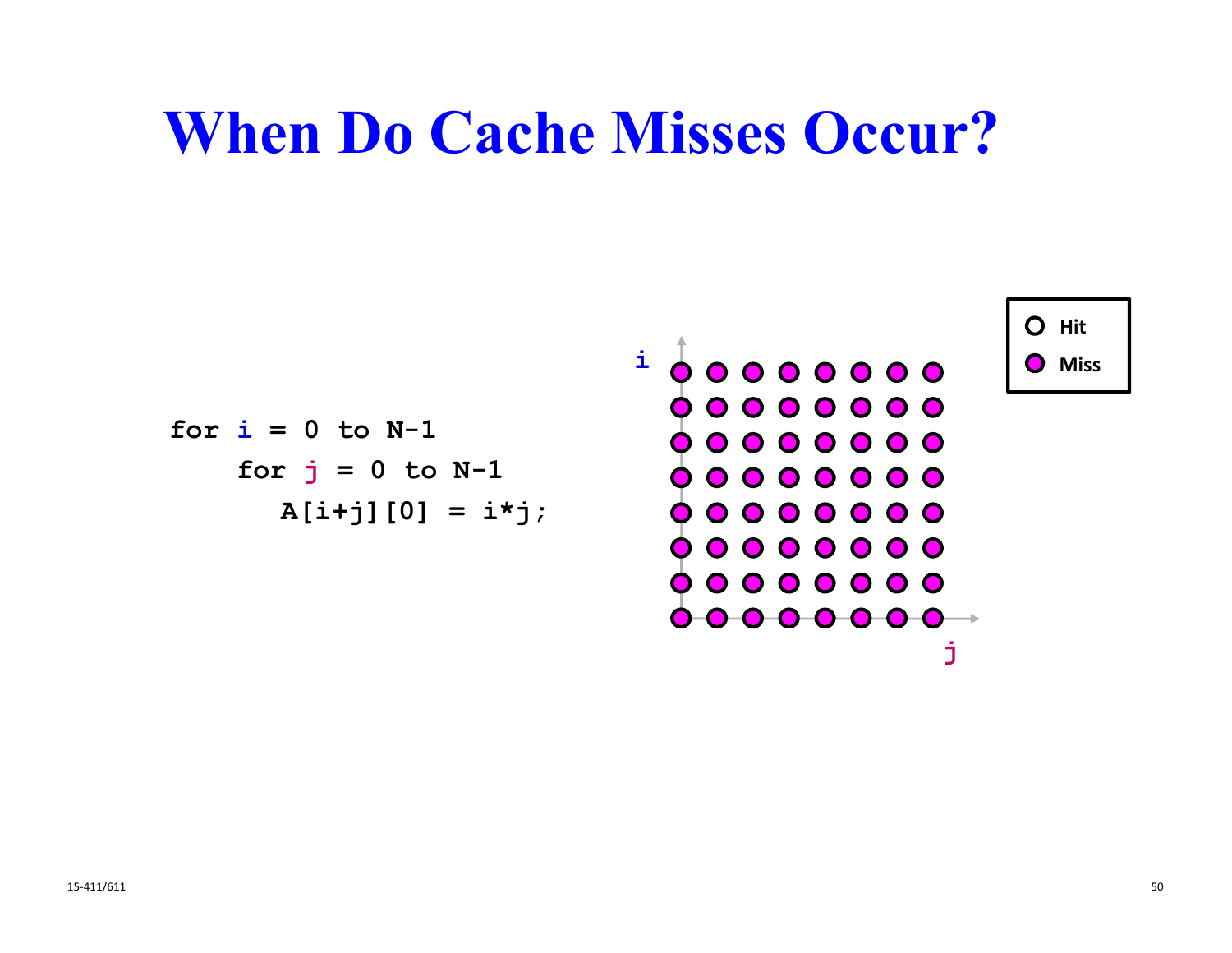# When Do Cache Misses Occur?

```
for i = 0 to N-1
    for j = 0 to N-1
        A[i+j][0] = i*j;
```

Hit

Miss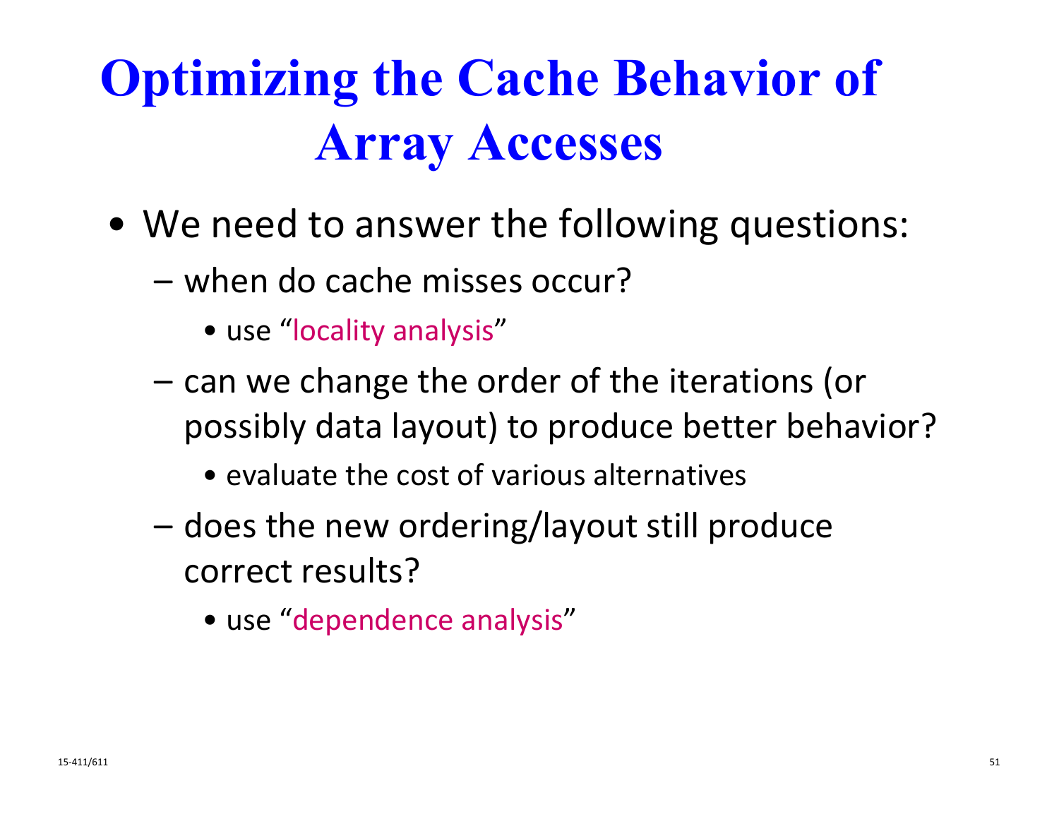# Optimizing the Cache Behavior of Array Accesses

- We need to answer the following questions:
  - when do cache misses occur?
    - use "locality analysis"
  - can we change the order of the iterations (or possibly data layout) to produce better behavior?
    - evaluate the cost of various alternatives
  - does the new ordering/layout still produce correct results?
    - use "dependence analysis"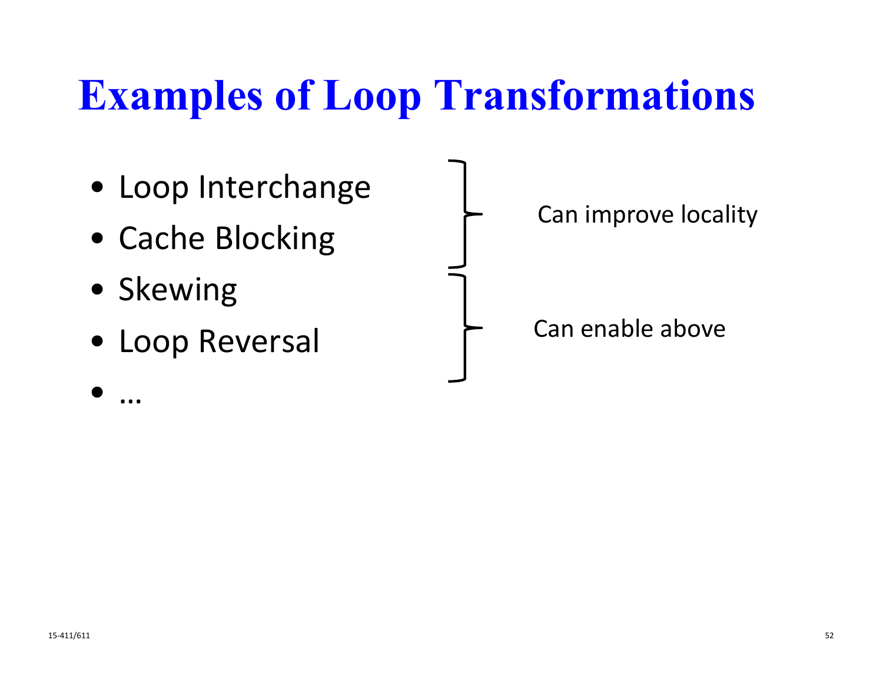# Examples of Loop Transformations

- Loop Interchange
- Cache Blocking
- Skewing
- Loop Reversal
- …

Loop Interchange, Cache Blocking: Can improve locality

Skewing, Loop Reversal: Can enable above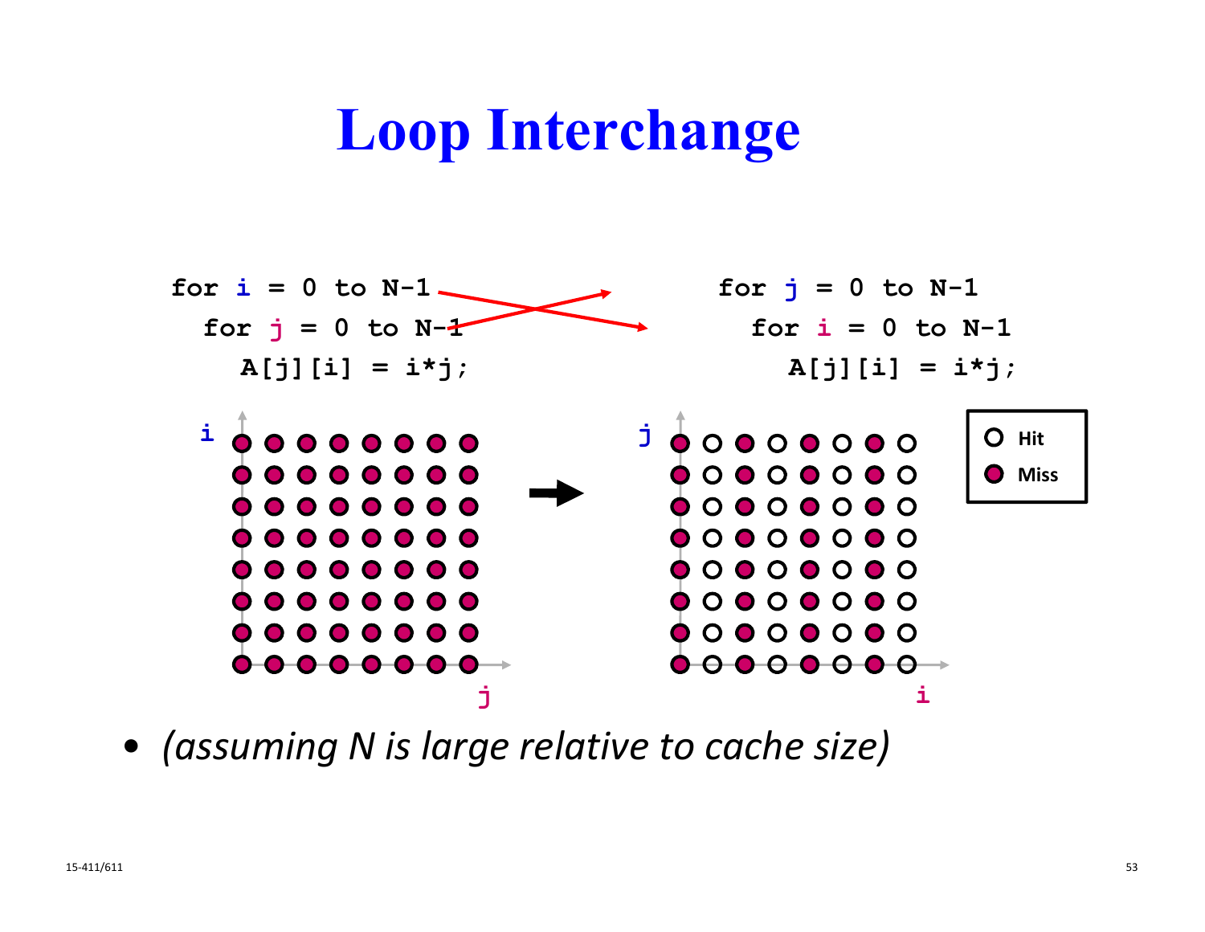# Loop Interchange

```
for i = 0 to N-1
  for j = 0 to N-1
    A[j][i] = i*j;
```

```
for j = 0 to N-1
  for i = 0 to N-1
    A[j][i] = i*j;
```

Hit

Miss

- *(assuming N is large relative to cache size)*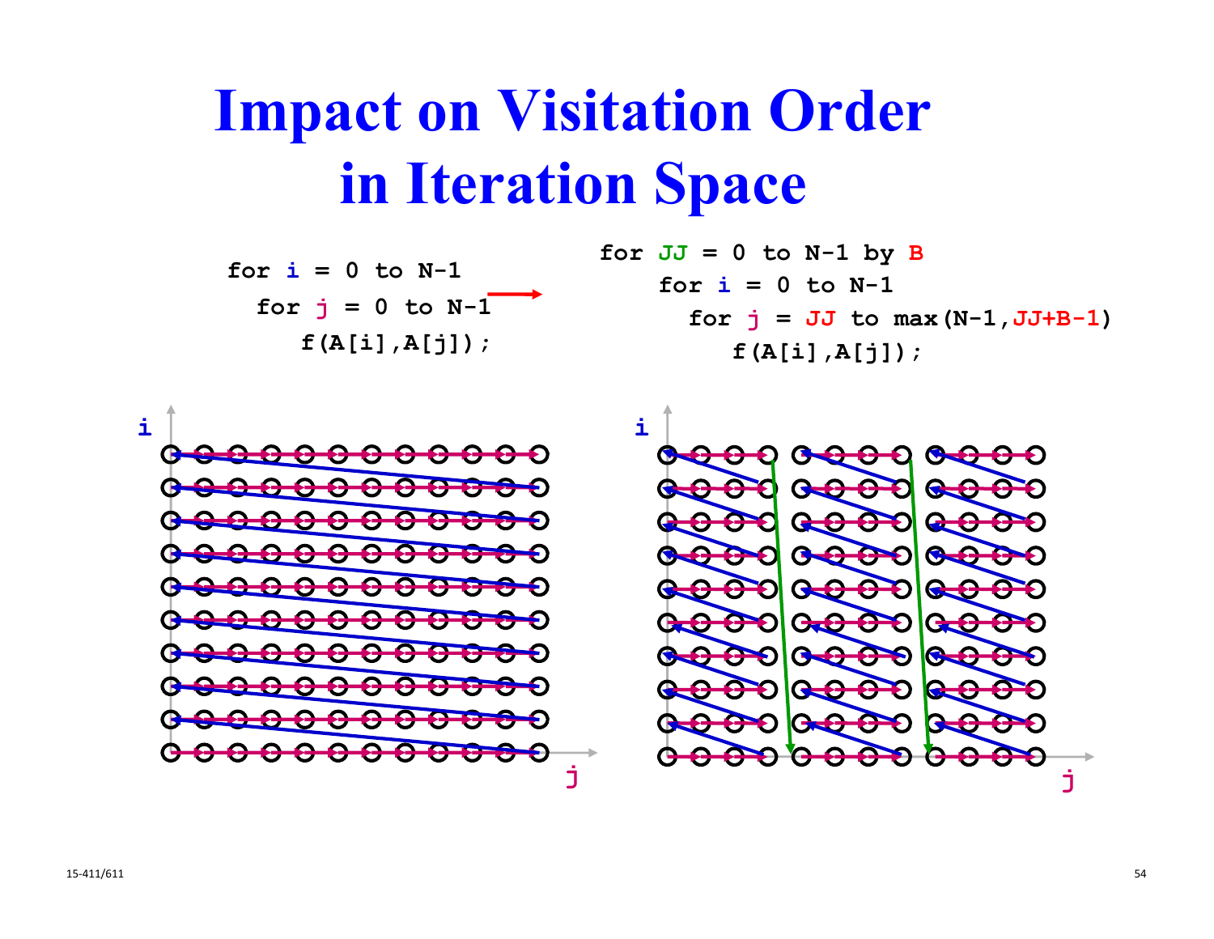# Impact on Visitation Order in Iteration Space

```
for i = 0 to N-1
  for j = 0 to N-1
    f(A[i],A[j]);
```

```
for JJ = 0 to N-1 by B
  for i = 0 to N-1
    for j = JJ to max(N-1,JJ+B-1)
      f(A[i],A[j]);
```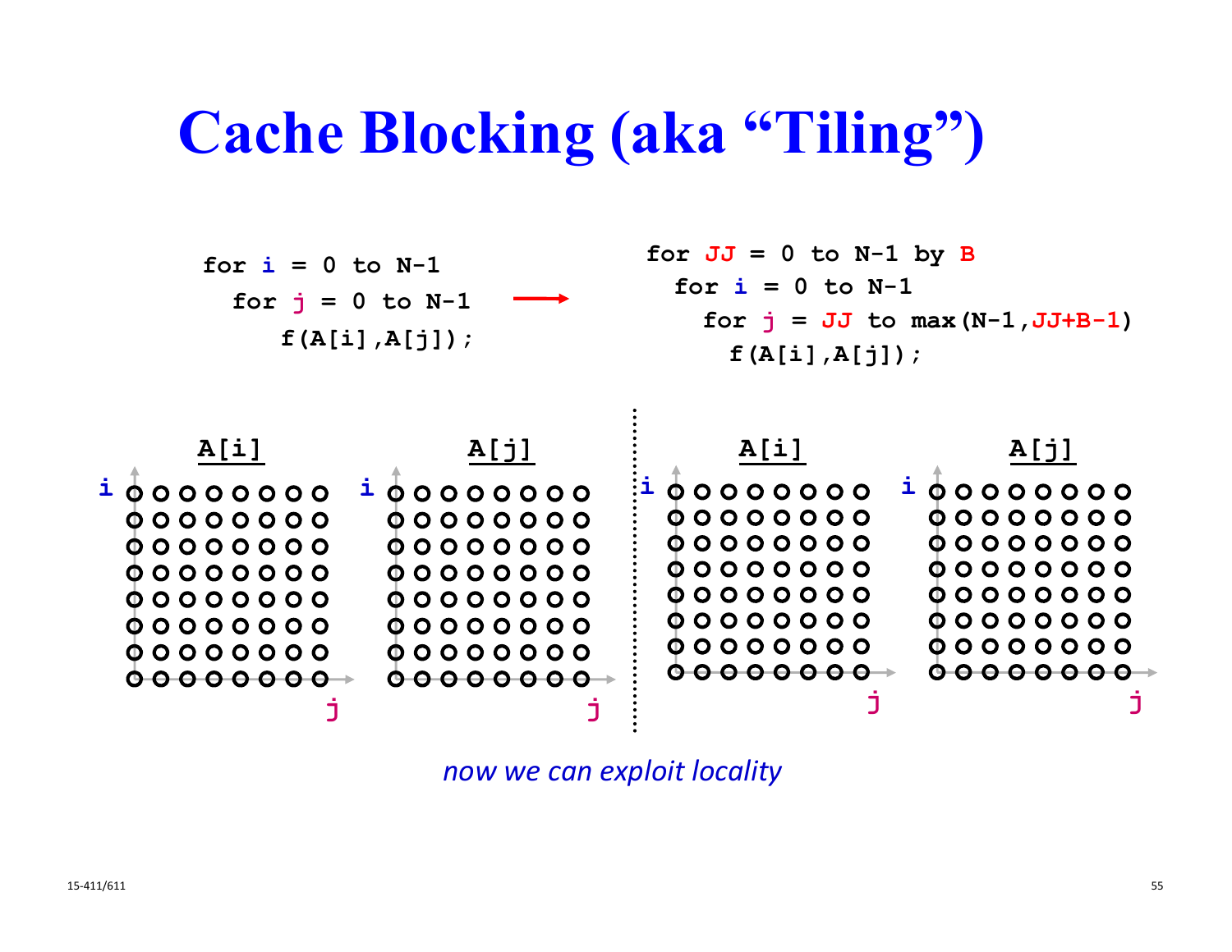# Cache Blocking (aka "Tiling")

```
for i = 0 to N-1
  for j = 0 to N-1
    f(A[i],A[j]);
```

→

```
for JJ = 0 to N-1 by B
  for i = 0 to N-1
    for j = JJ to max(N-1,JJ+B-1)
      f(A[i],A[j]);
```

A[i] A[j] A[i] A[j]

*now we can exploit locality*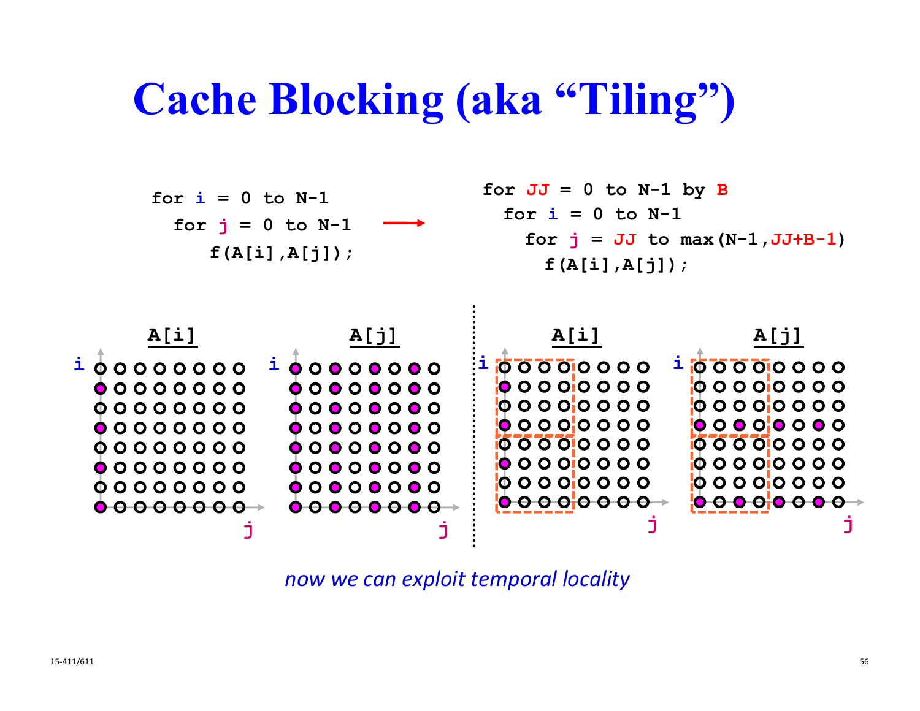# Cache Blocking (aka "Tiling")

```
for i = 0 to N-1
  for j = 0 to N-1
    f(A[i],A[j]);
```

→

```
for JJ = 0 to N-1 by B
  for i = 0 to N-1
    for j = JJ to max(N-1,JJ+B-1)
      f(A[i],A[j]);
```

A[i] A[j] A[i] A[j]

*now we can exploit temporal locality*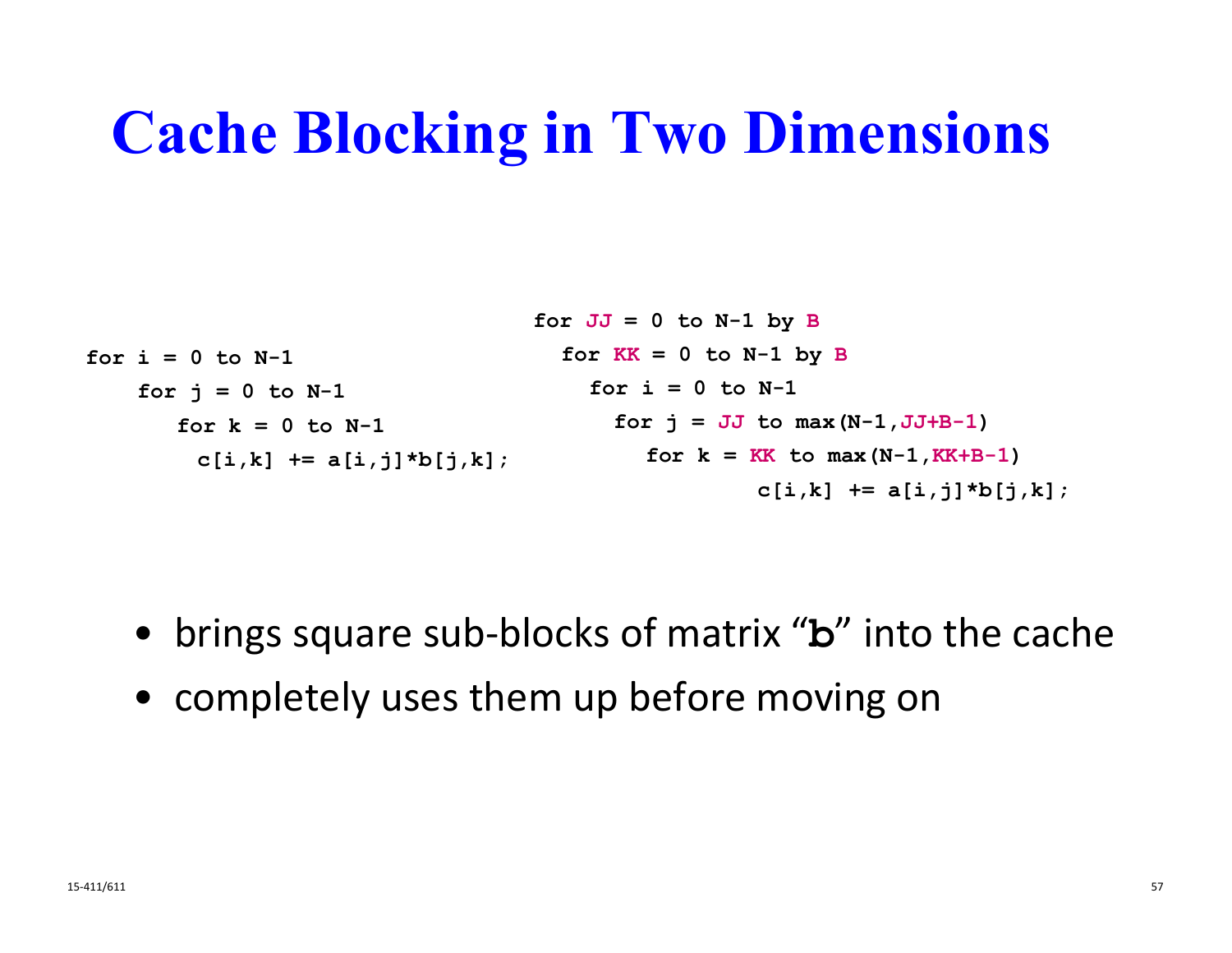# Cache Blocking in Two Dimensions

```
for i = 0 to N-1
    for j = 0 to N-1
       for k = 0 to N-1
         c[i,k] += a[i,j]*b[j,k];
```

```
for JJ = 0 to N-1 by B
  for KK = 0 to N-1 by B
    for i = 0 to N-1
      for j = JJ to max(N-1,JJ+B-1)
        for k = KK to max(N-1,KK+B-1)
                c[i,k] += a[i,j]*b[j,k];
```

- brings square sub-blocks of matrix "`b`" into the cache
- completely uses them up before moving on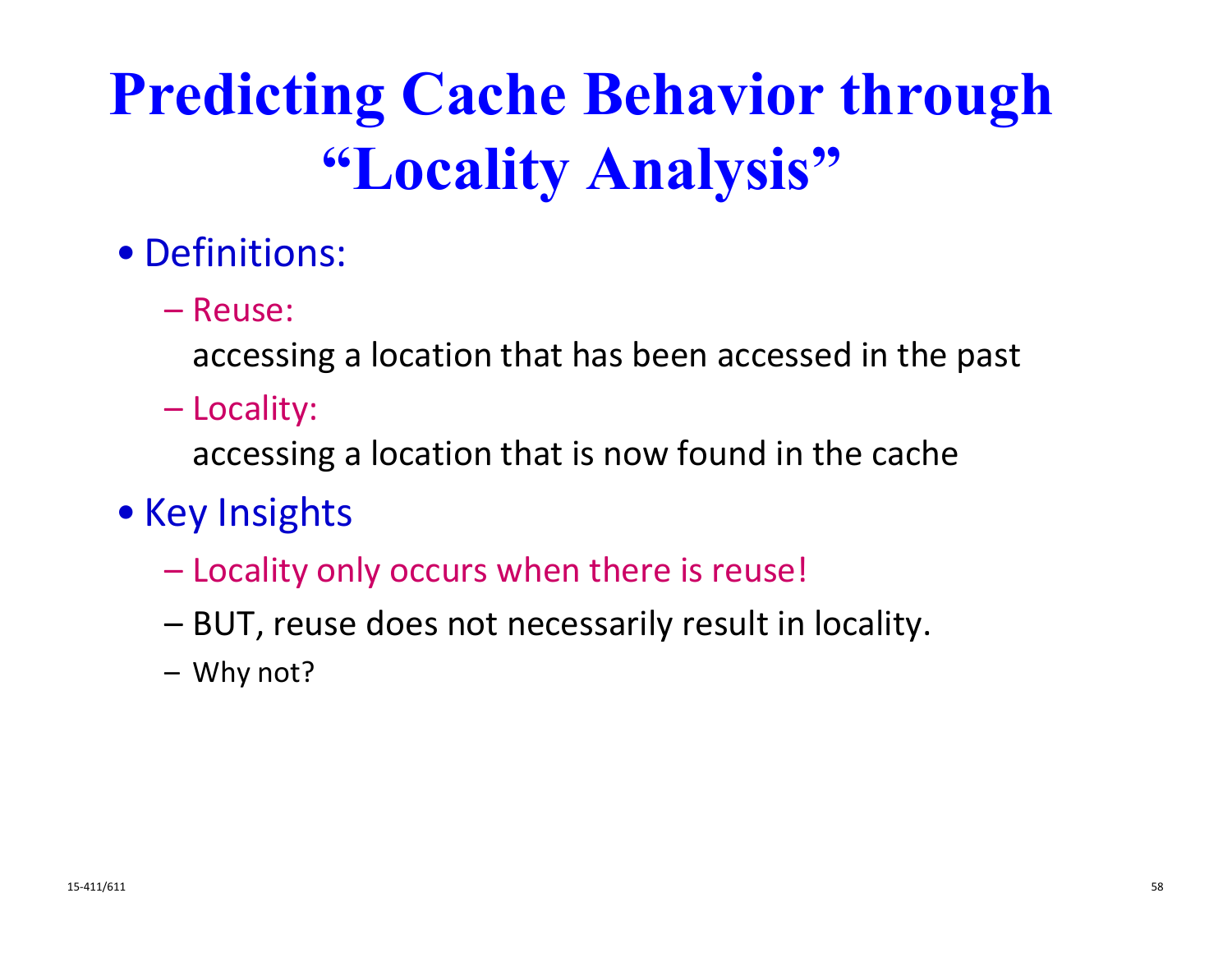# Predicting Cache Behavior through "Locality Analysis"

- Definitions:
  - Reuse:
    accessing a location that has been accessed in the past
  - Locality:
    accessing a location that is now found in the cache
- Key Insights
  - Locality only occurs when there is reuse!
  - BUT, reuse does not necessarily result in locality.
  - Why not?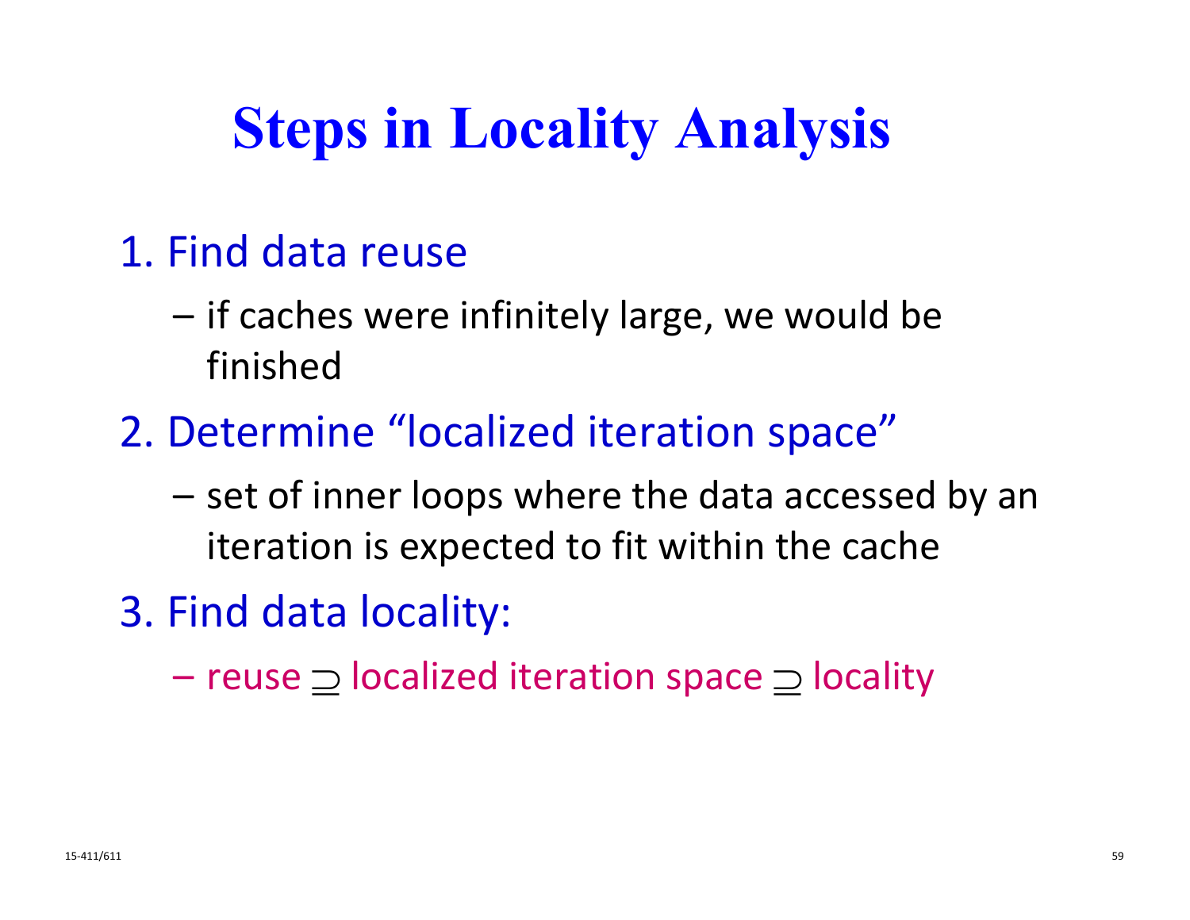# Steps in Locality Analysis

1. Find data reuse
   - if caches were infinitely large, we would be finished
2. Determine "localized iteration space"
   - set of inner loops where the data accessed by an iteration is expected to fit within the cache
3. Find data locality:
   - reuse $\supseteq$ localized iteration space $\supseteq$ locality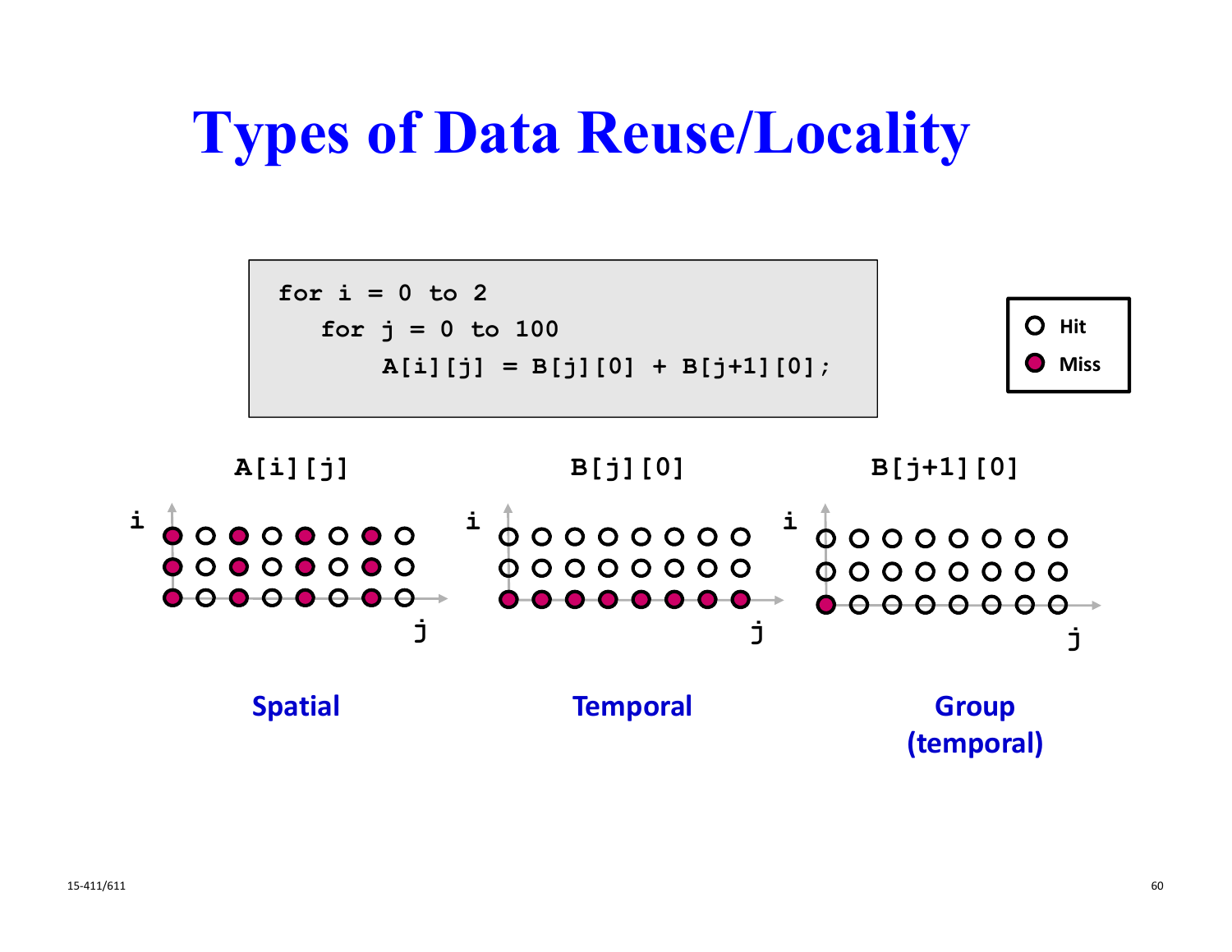# Types of Data Reuse/Locality

```
for i = 0 to 2
   for j = 0 to 100
      A[i][j] = B[j][0] + B[j+1][0];
```

Hit / Miss

**A[i][j]**

**Spatial**

**B[j][0]**

**Temporal**

**B[j+1][0]**

**Group (temporal)**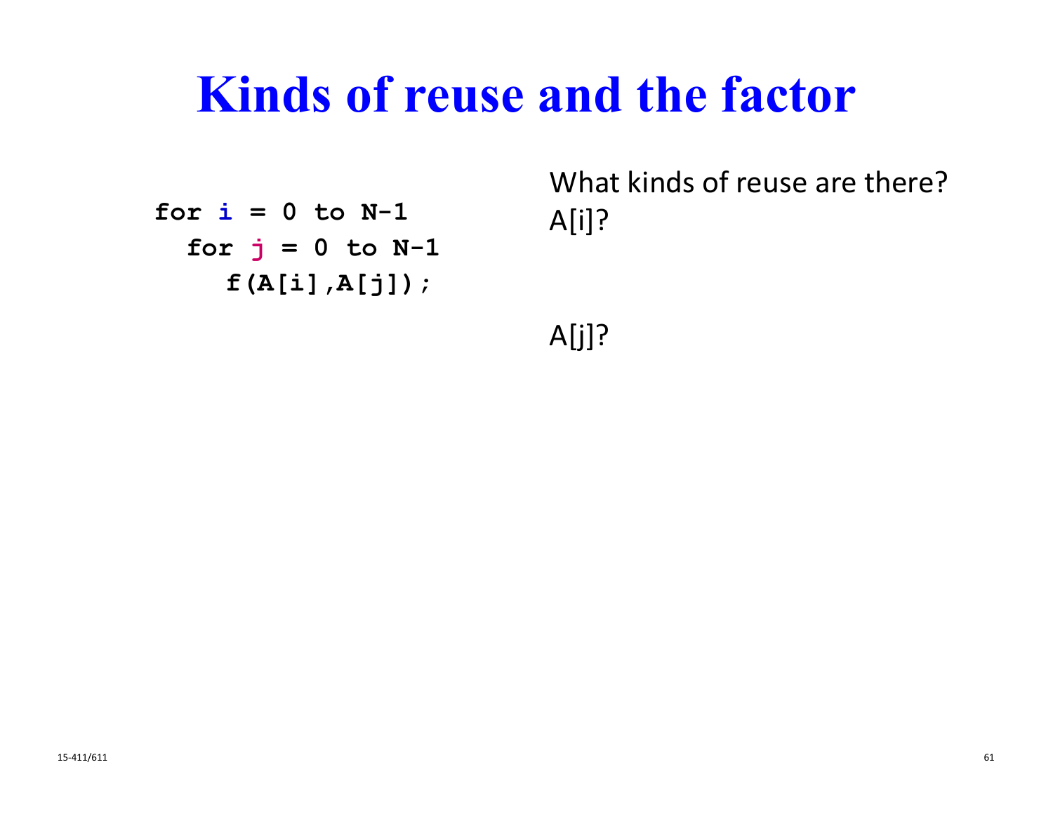# Kinds of reuse and the factor

```
for i = 0 to N-1
  for j = 0 to N-1
    f(A[i],A[j]);
```

What kinds of reuse are there?

A[i]?

A[j]?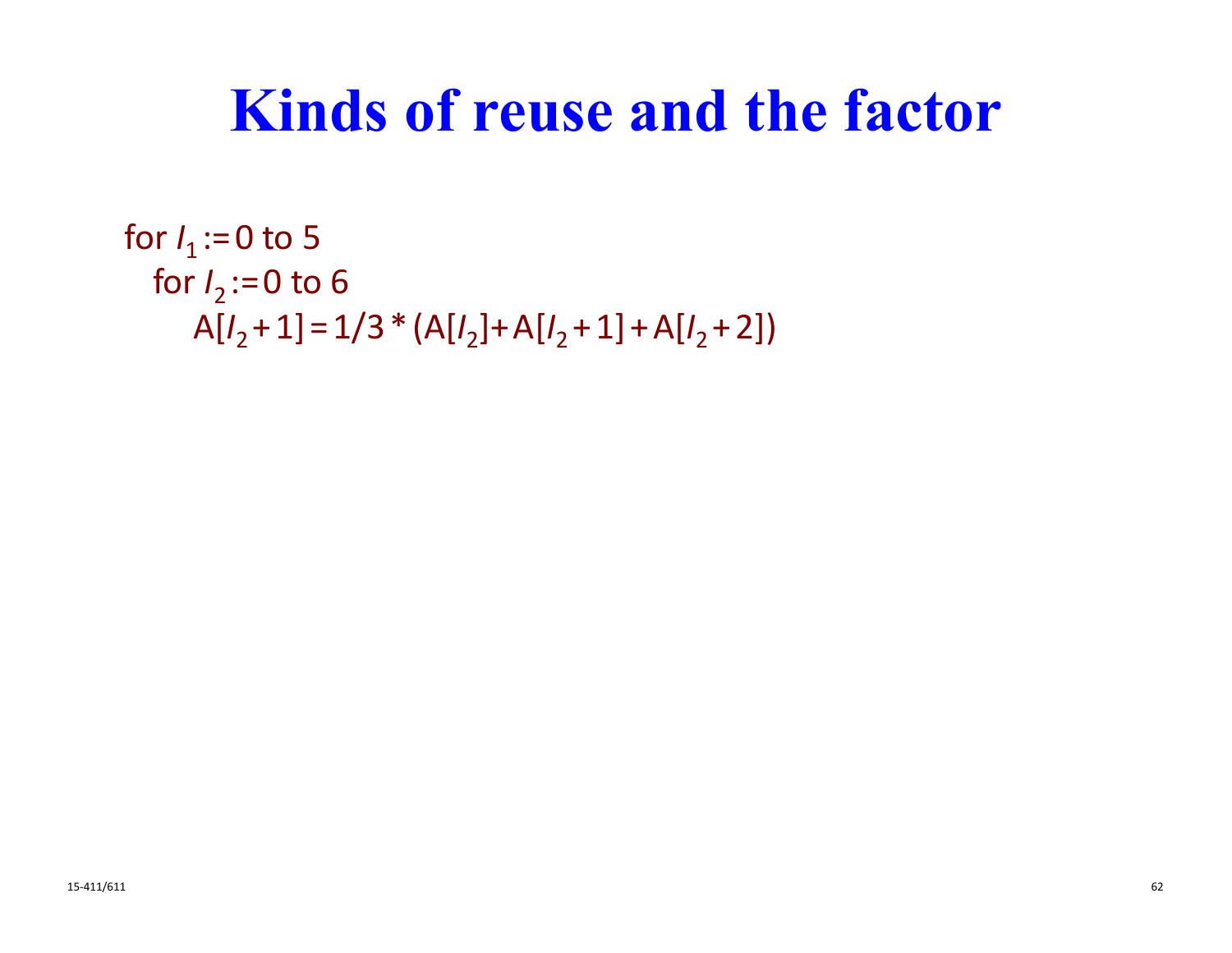# Kinds of reuse and the factor

for $I_1$ := 0 to 5
  for $I_2$ := 0 to 6
    A[$I_2$ + 1] = 1/3 * (A[$I_2$]+ A[$I_2$ + 1] + A[$I_2$ + 2])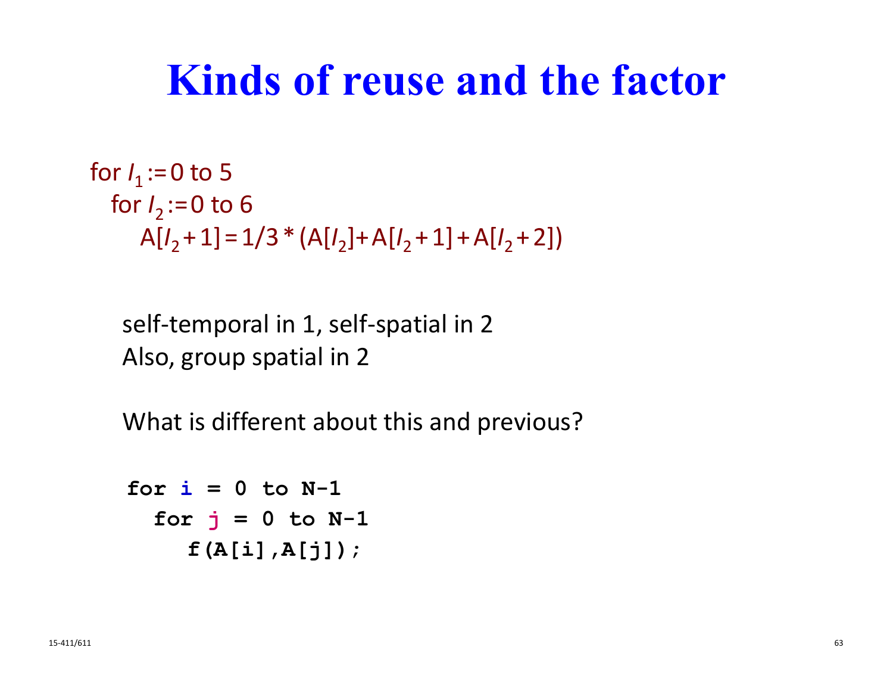# Kinds of reuse and the factor

for $I_1$ := 0 to 5
  for $I_2$ := 0 to 6
    $A[I_2+1] = 1/3 * (A[I_2] + A[I_2+1] + A[I_2+2])$

self-temporal in 1, self-spatial in 2
Also, group spatial in 2

What is different about this and previous?

```
for i = 0 to N-1
  for j = 0 to N-1
    f(A[i],A[j]);
```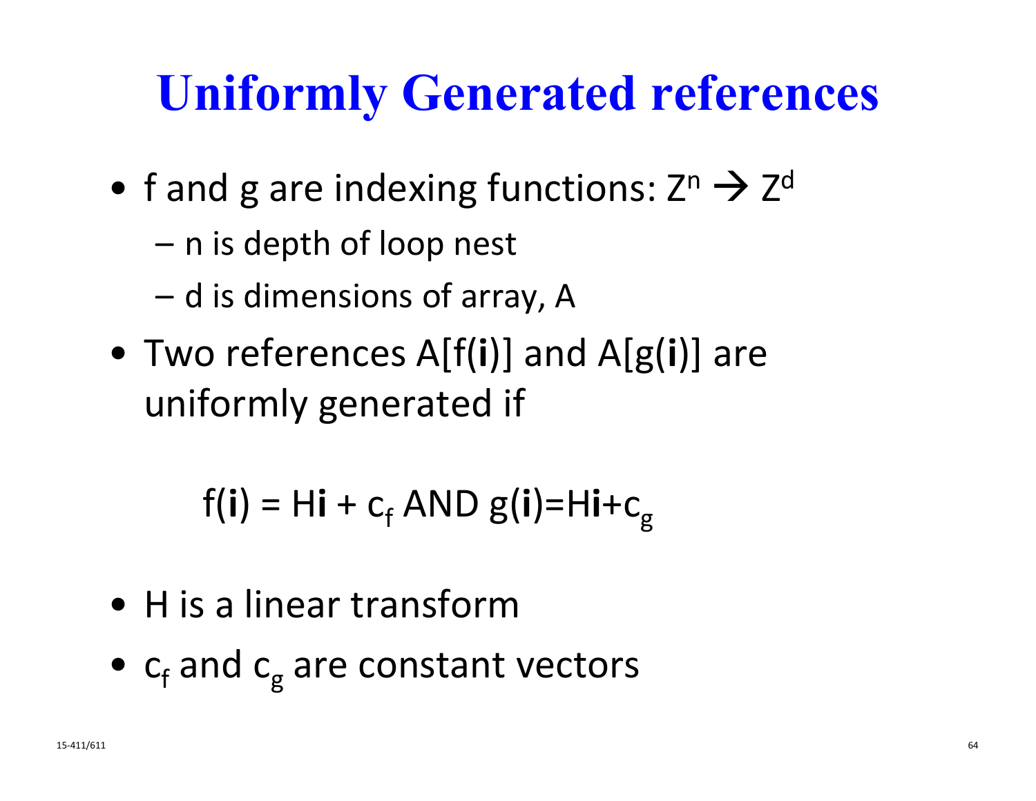# Uniformly Generated references

- f and g are indexing functions: $Z^n \rightarrow Z^d$
  - n is depth of loop nest
  - d is dimensions of array, A
- Two references $A[f(\mathbf{i})]$ and $A[g(\mathbf{i})]$ are uniformly generated if

$$f(\mathbf{i}) = H\mathbf{i} + c_f \text{ AND } g(\mathbf{i}) = H\mathbf{i} + c_g$$

- H is a linear transform
- $c_f$ and $c_g$ are constant vectors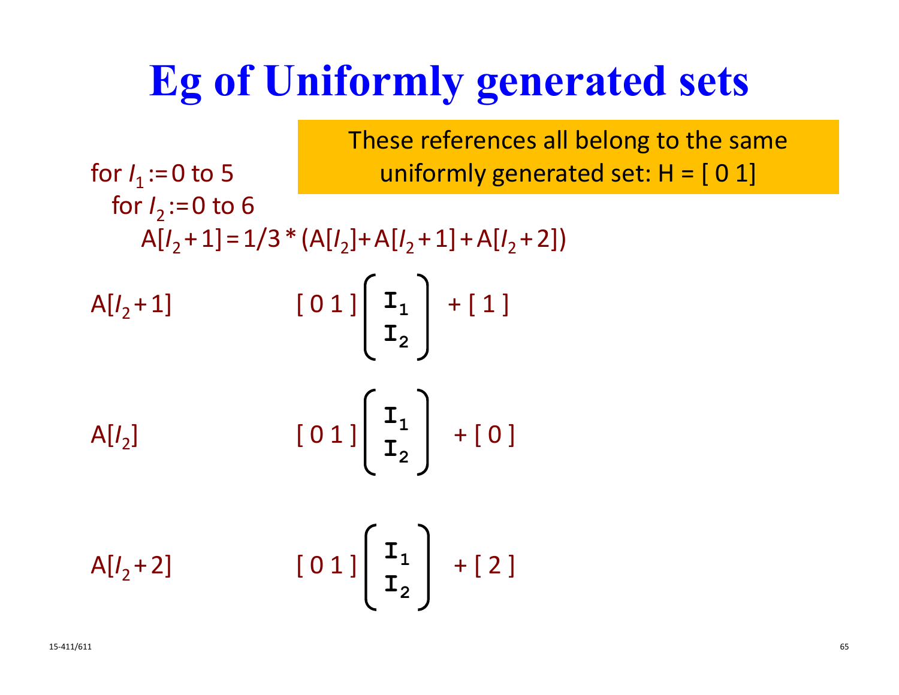# Eg of Uniformly generated sets

These references all belong to the same uniformly generated set: H = [ 0 1]

```
for I1 := 0 to 5
  for I2 := 0 to 6
    A[I2 + 1] = 1/3 * (A[I2] + A[I2 + 1] + A[I2 + 2])
```

$A[I_2 + 1]$ $\quad [\,0\ 1\,]\begin{bmatrix} I_1 \\ I_2 \end{bmatrix} + [\,1\,]$

$A[I_2]$ $\quad [\,0\ 1\,]\begin{bmatrix} I_1 \\ I_2 \end{bmatrix} + [\,0\,]$

$A[I_2 + 2]$ $\quad [\,0\ 1\,]\begin{bmatrix} I_1 \\ I_2 \end{bmatrix} + [\,2\,]$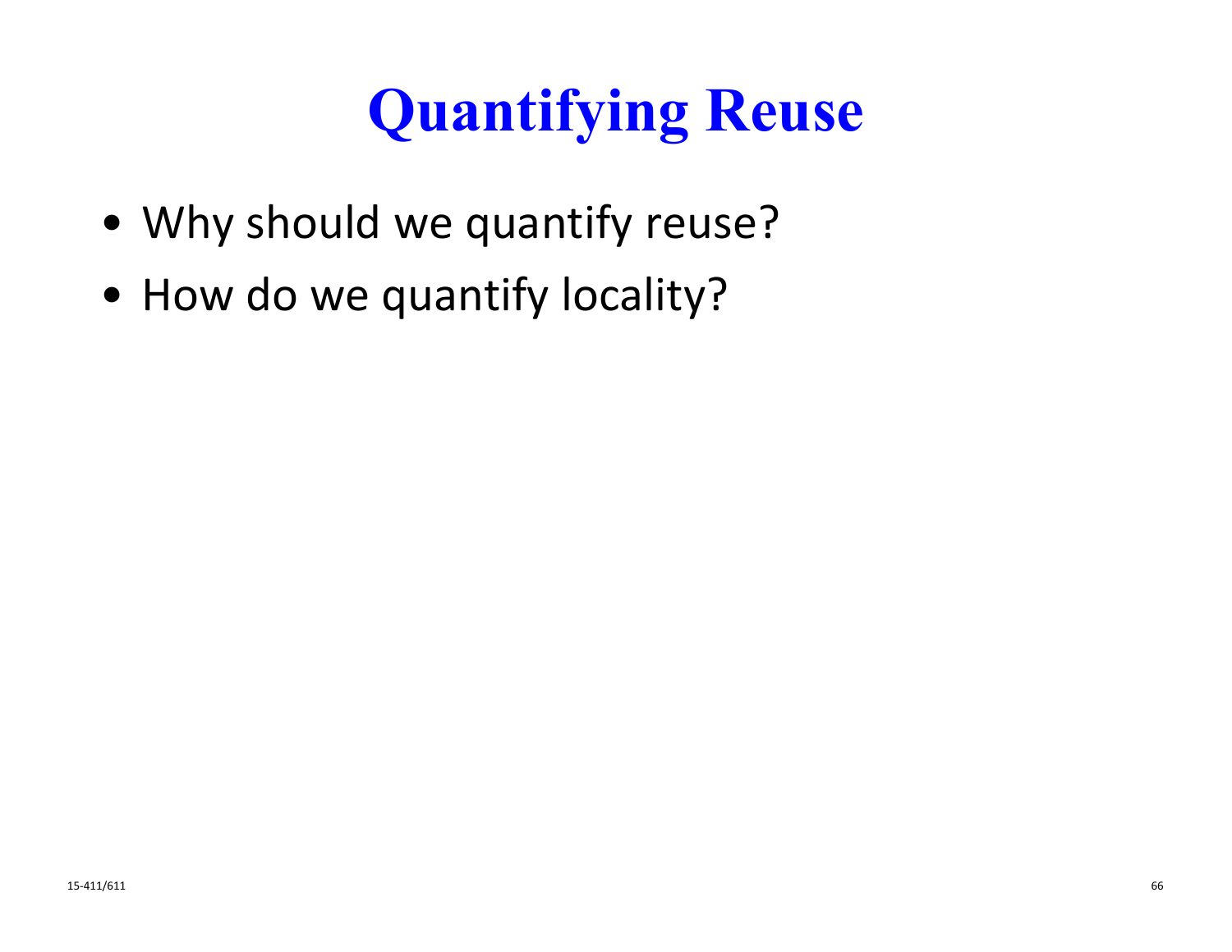# Quantifying Reuse

- Why should we quantify reuse?
- How do we quantify locality?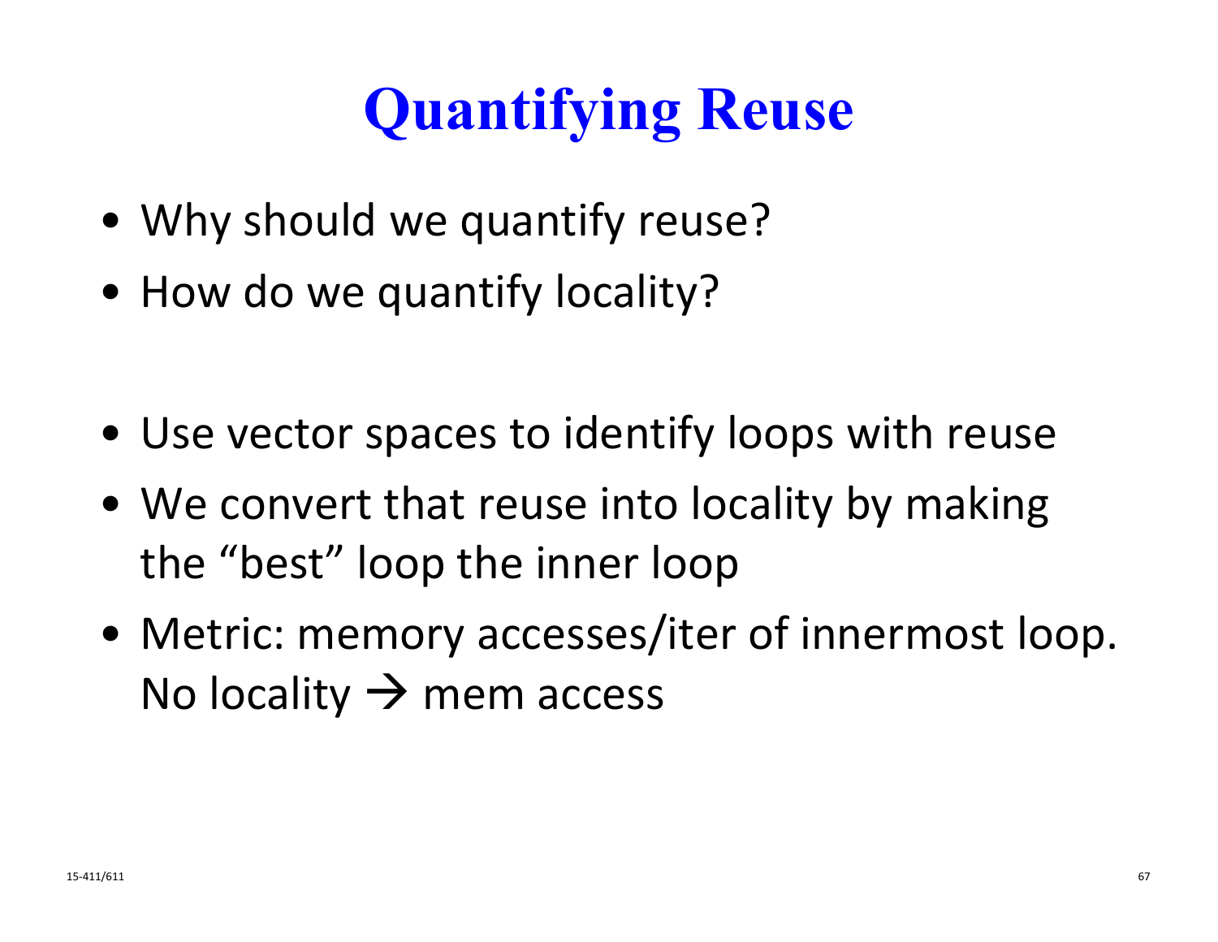# Quantifying Reuse

- Why should we quantify reuse?
- How do we quantify locality?

- Use vector spaces to identify loops with reuse
- We convert that reuse into locality by making the "best" loop the inner loop
- Metric: memory accesses/iter of innermost loop. No locality → mem access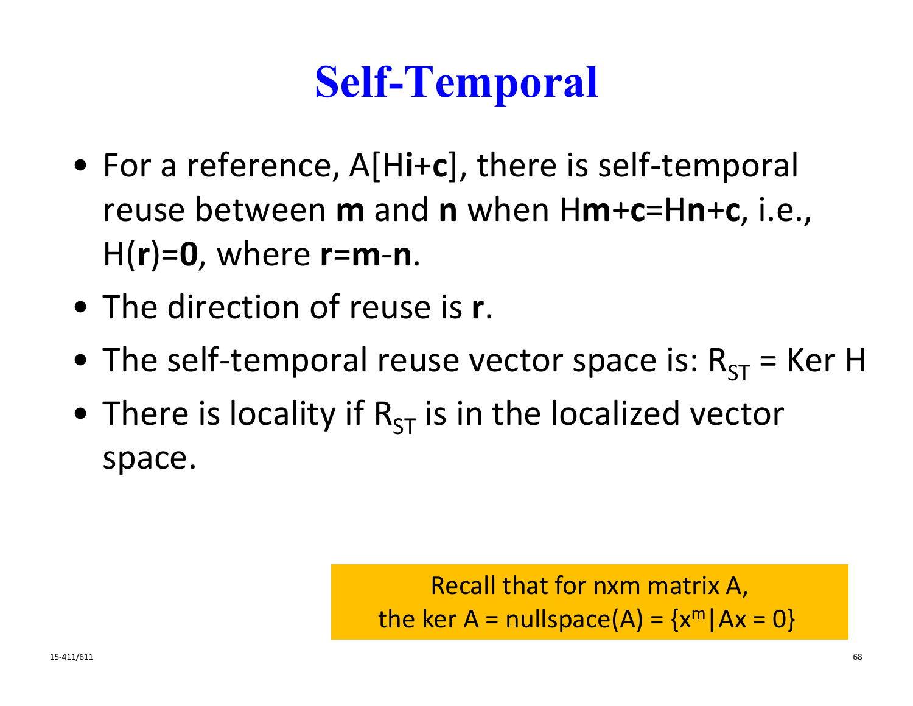# Self-Temporal

- For a reference, A[H**i**+**c**], there is self-temporal reuse between **m** and **n** when H**m**+**c**=H**n**+**c**, i.e., H(**r**)=**0**, where **r**=**m**-**n**.
- The direction of reuse is **r**.
- The self-temporal reuse vector space is: $R_{ST}$ = Ker H
- There is locality if $R_{ST}$ is in the localized vector space.

Recall that for nxm matrix A,
the ker A = nullspace(A) = $\{x^m | Ax = 0\}$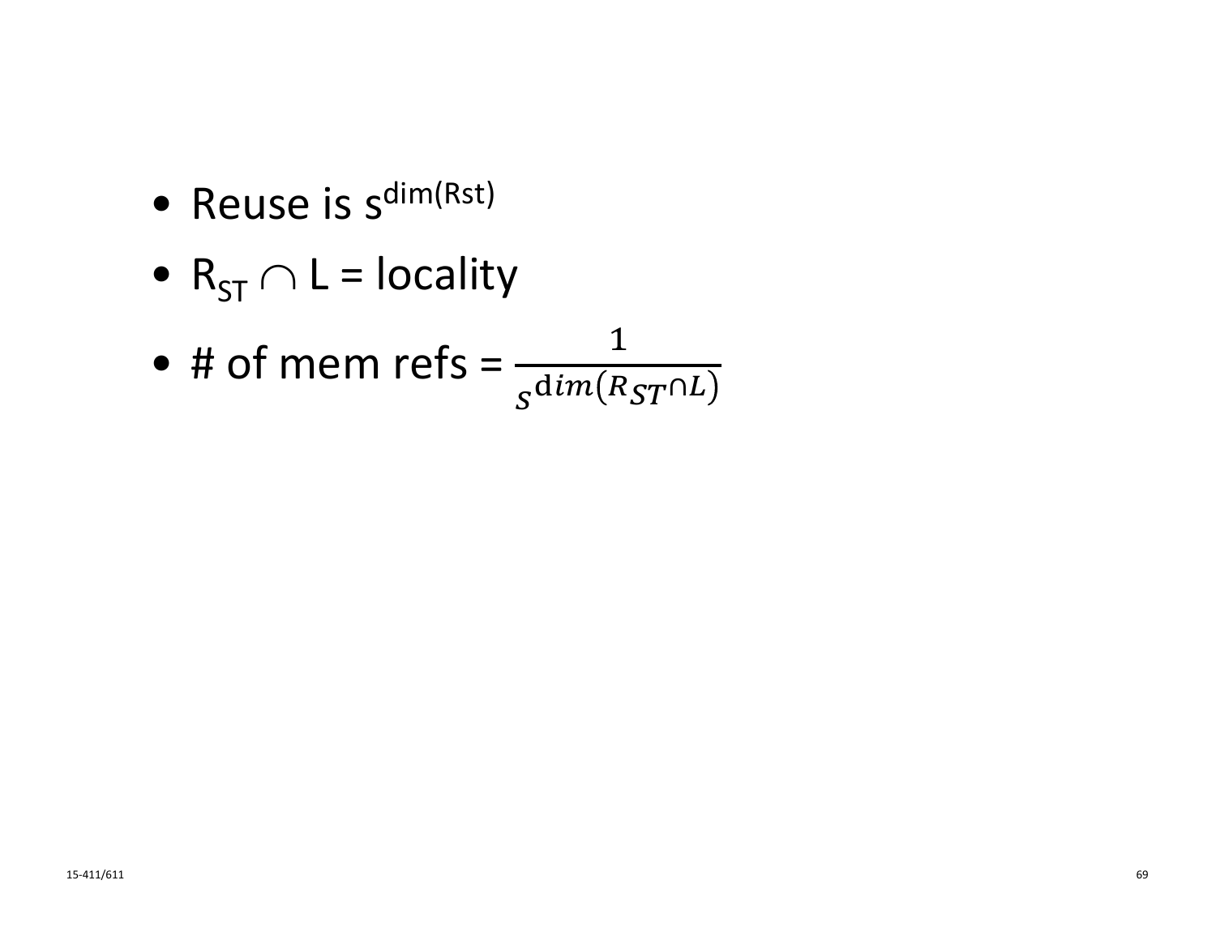- Reuse is $s^{\dim(Rst)}$
- $R_{ST} \cap L$ = locality
- # of mem refs = $\frac{1}{s^{\dim(R_{ST} \cap L)}}$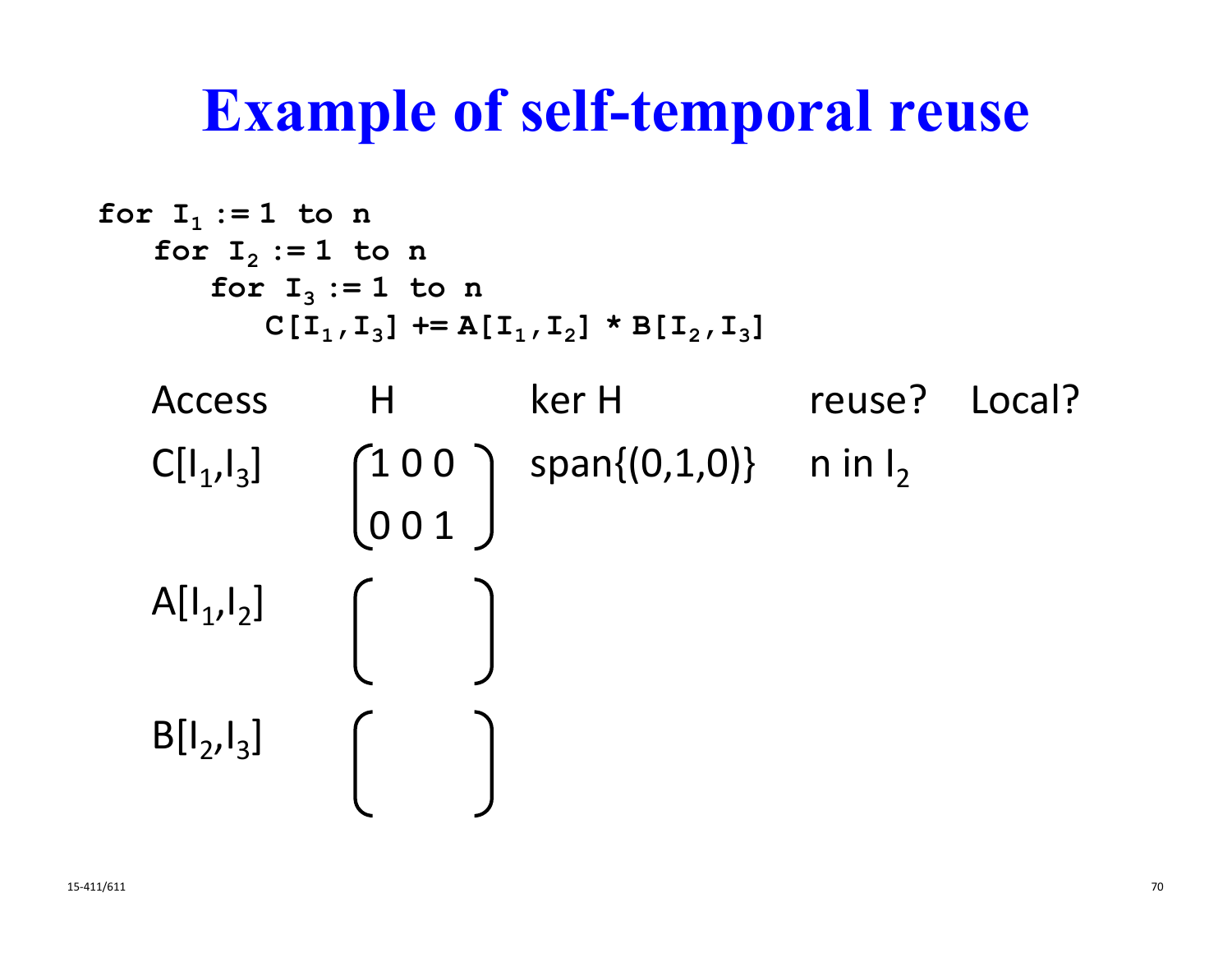# Example of self-temporal reuse

```
for I1 := 1 to n
   for I2 := 1 to n
      for I3 := 1 to n
         C[I1,I3] += A[I1,I2] * B[I2,I3]
```

| Access | H | ker H | reuse? | Local? |
|---|---|---|---|---|
| $C[I_1,I_3]$ | $\begin{pmatrix} 1 & 0 & 0 \\ 0 & 0 & 1 \end{pmatrix}$ | span{(0,1,0)} | n in $I_2$ | |
| $A[I_1,I_2]$ | $\begin{pmatrix} \\ \\ \end{pmatrix}$ | | | |
| $B[I_2,I_3]$ | $\begin{pmatrix} \\ \\ \end{pmatrix}$ | | | |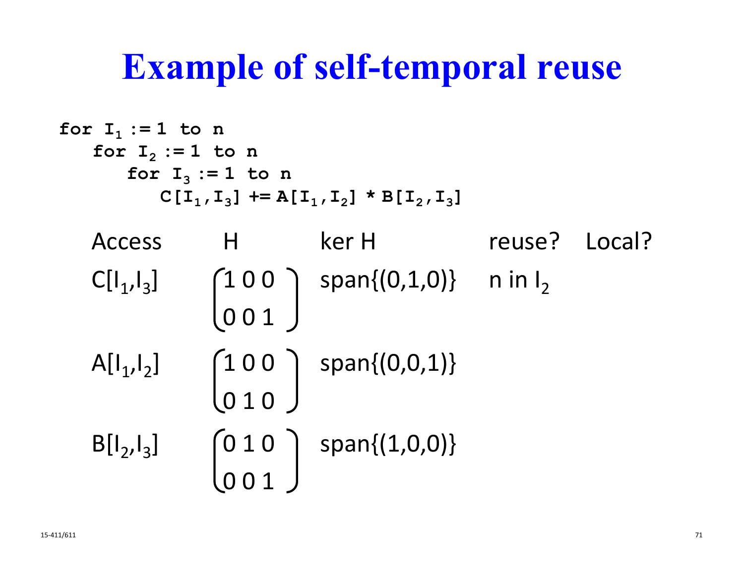# Example of self-temporal reuse

```
for I1 := 1 to n
   for I2 := 1 to n
      for I3 := 1 to n
         C[I1,I3] += A[I1,I2] * B[I2,I3]
```

| Access | H | ker H | reuse? | Local? |
|---|---|---|---|---|
| $C[I_1,I_3]$ | $\begin{pmatrix} 1 & 0 & 0 \\ 0 & 0 & 1 \end{pmatrix}$ | span{(0,1,0)} | n in $I_2$ | |
| $A[I_1,I_2]$ | $\begin{pmatrix} 1 & 0 & 0 \\ 0 & 1 & 0 \end{pmatrix}$ | span{(0,0,1)} | | |
| $B[I_2,I_3]$ | $\begin{pmatrix} 0 & 1 & 0 \\ 0 & 0 & 1 \end{pmatrix}$ | span{(1,0,0)} | | |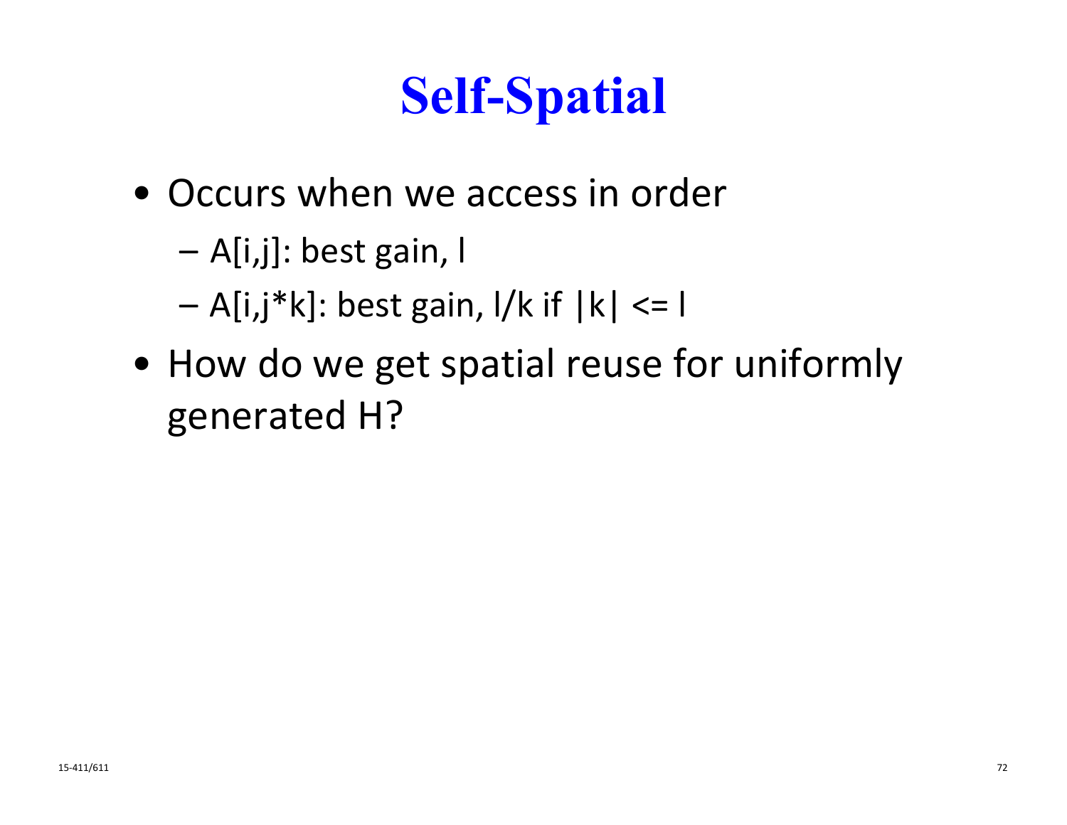# Self-Spatial

- Occurs when we access in order
  - A[i,j]: best gain, l
  - A[i,j*k]: best gain, l/k if |k| <= l
- How do we get spatial reuse for uniformly generated H?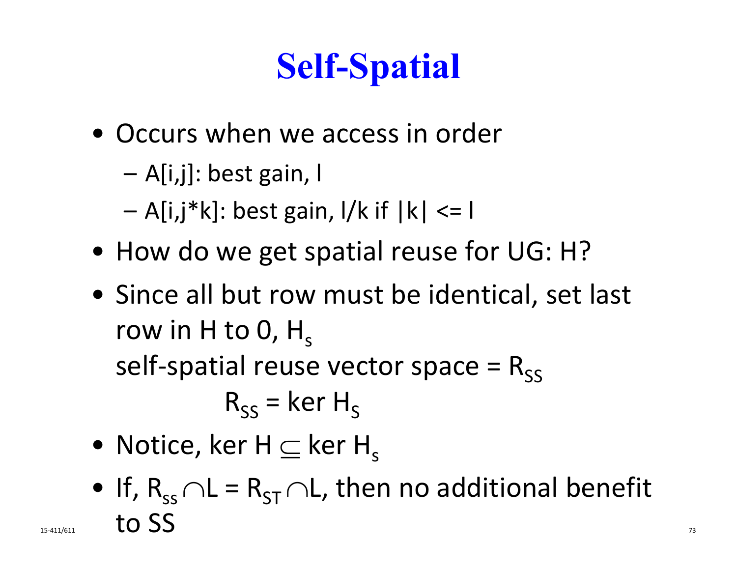# Self-Spatial

- Occurs when we access in order
  - A[i,j]: best gain, l
  - A[i,j*k]: best gain, l/k if |k| <= l
- How do we get spatial reuse for UG: H?
- Since all but row must be identical, set last row in H to 0, $H_s$

  self-spatial reuse vector space = $R_{SS}$

  $$R_{SS} = \ker H_S$$

- Notice, $\ker H \subseteq \ker H_s$
- If, $R_{ss} \cap L = R_{ST} \cap L$, then no additional benefit to SS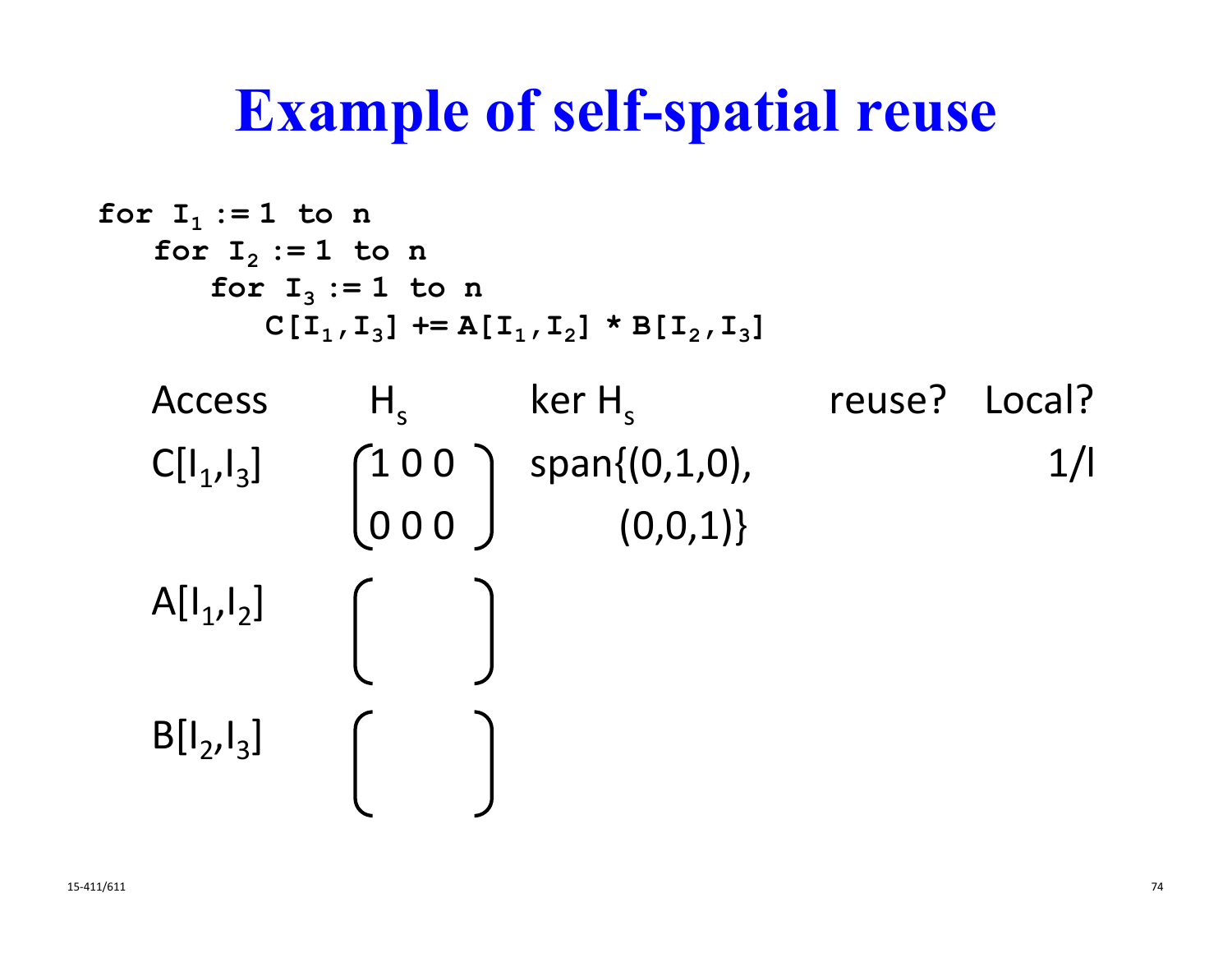# Example of self-spatial reuse

```
for I1 := 1 to n
   for I2 := 1 to n
      for I3 := 1 to n
         C[I1,I3] += A[I1,I2] * B[I2,I3]
```

| Access | $H_s$ | ker $H_s$ | reuse? | Local? |
|---|---|---|---|---|
| $C[I_1,I_3]$ | $\begin{pmatrix} 1 & 0 & 0 \\ 0 & 0 & 0 \end{pmatrix}$ | span{(0,1,0), (0,0,1)} | | 1/l |
| $A[I_1,I_2]$ | $\begin{pmatrix} \; \\ \; \end{pmatrix}$ | | | |
| $B[I_2,I_3]$ | $\begin{pmatrix} \; \\ \; \end{pmatrix}$ | | | |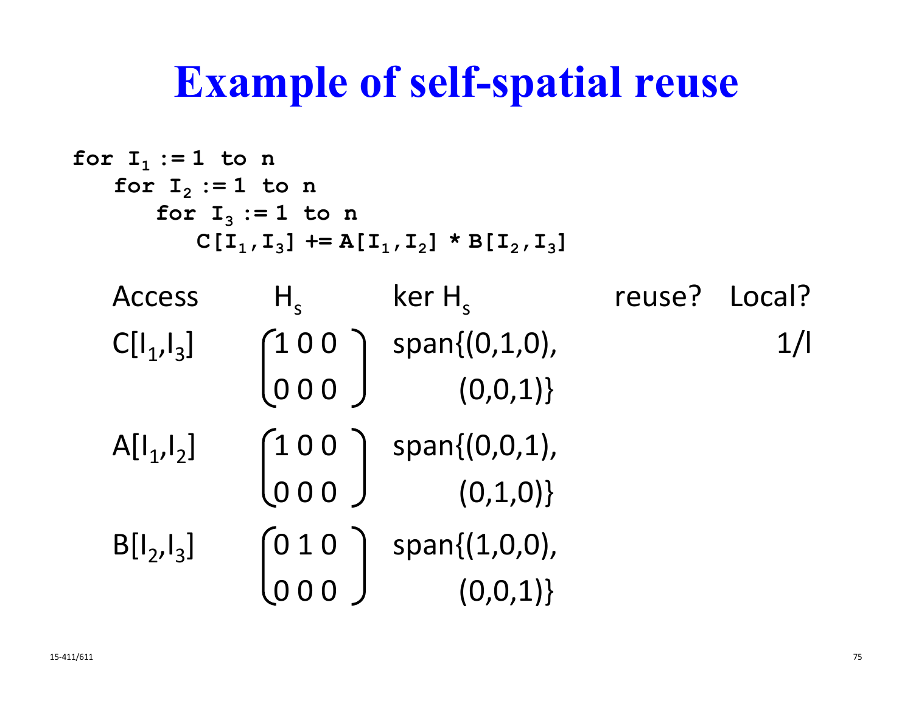# Example of self-spatial reuse

```
for I1 := 1 to n
   for I2 := 1 to n
      for I3 := 1 to n
         C[I1,I3] += A[I1,I2] * B[I2,I3]
```

| Access | $H_s$ | ker $H_s$ | reuse? | Local? |
| --- | --- | --- | --- | --- |
| $C[I_1,I_3]$ | $\begin{pmatrix} 1 & 0 & 0 \\ 0 & 0 & 0 \end{pmatrix}$ | span{(0,1,0), (0,0,1)} | | 1/l |
| $A[I_1,I_2]$ | $\begin{pmatrix} 1 & 0 & 0 \\ 0 & 0 & 0 \end{pmatrix}$ | span{(0,0,1), (0,1,0)} | | |
| $B[I_2,I_3]$ | $\begin{pmatrix} 0 & 1 & 0 \\ 0 & 0 & 0 \end{pmatrix}$ | span{(1,0,0), (0,0,1)} | | |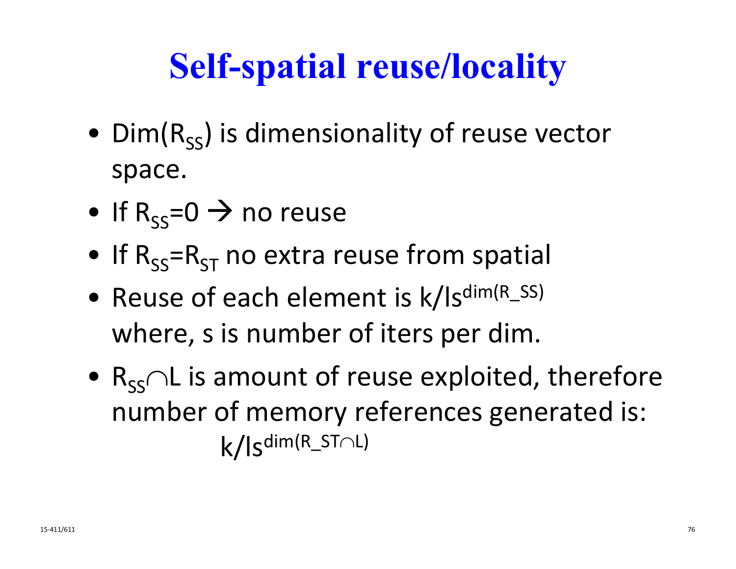# Self-spatial reuse/locality

- $Dim(R_{SS})$ is dimensionality of reuse vector space.
- If $R_{SS}$=0 → no reuse
- If $R_{SS}=R_{ST}$ no extra reuse from spatial
- Reuse of each element is $k/ls^{dim(R\_SS)}$ where, s is number of iters per dim.
- $R_{SS} \cap L$ is amount of reuse exploited, therefore number of memory references generated is:

$$k/ls^{dim(R\_ST \cap L)}$$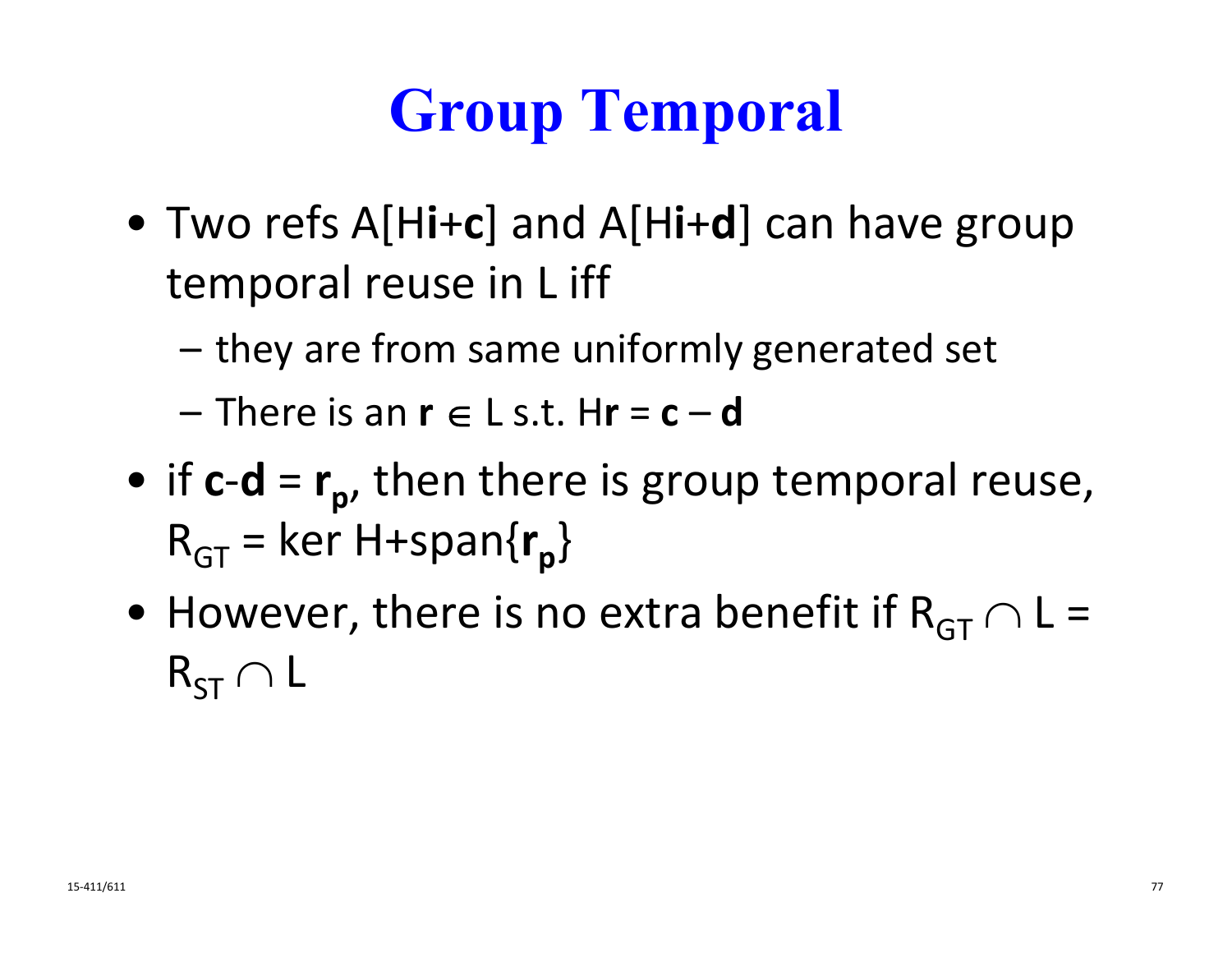# Group Temporal

- Two refs $A[H\mathbf{i}+\mathbf{c}]$ and $A[H\mathbf{i}+\mathbf{d}]$ can have group temporal reuse in L iff
  - they are from same uniformly generated set
  - There is an $\mathbf{r} \in L$ s.t. $H\mathbf{r} = \mathbf{c} - \mathbf{d}$
- if $\mathbf{c}$-$\mathbf{d}$ = $\mathbf{r_p}$, then there is group temporal reuse, $R_{GT}$ = ker H+span{$\mathbf{r_p}$}
- However, there is no extra benefit if $R_{GT} \cap L = R_{ST} \cap L$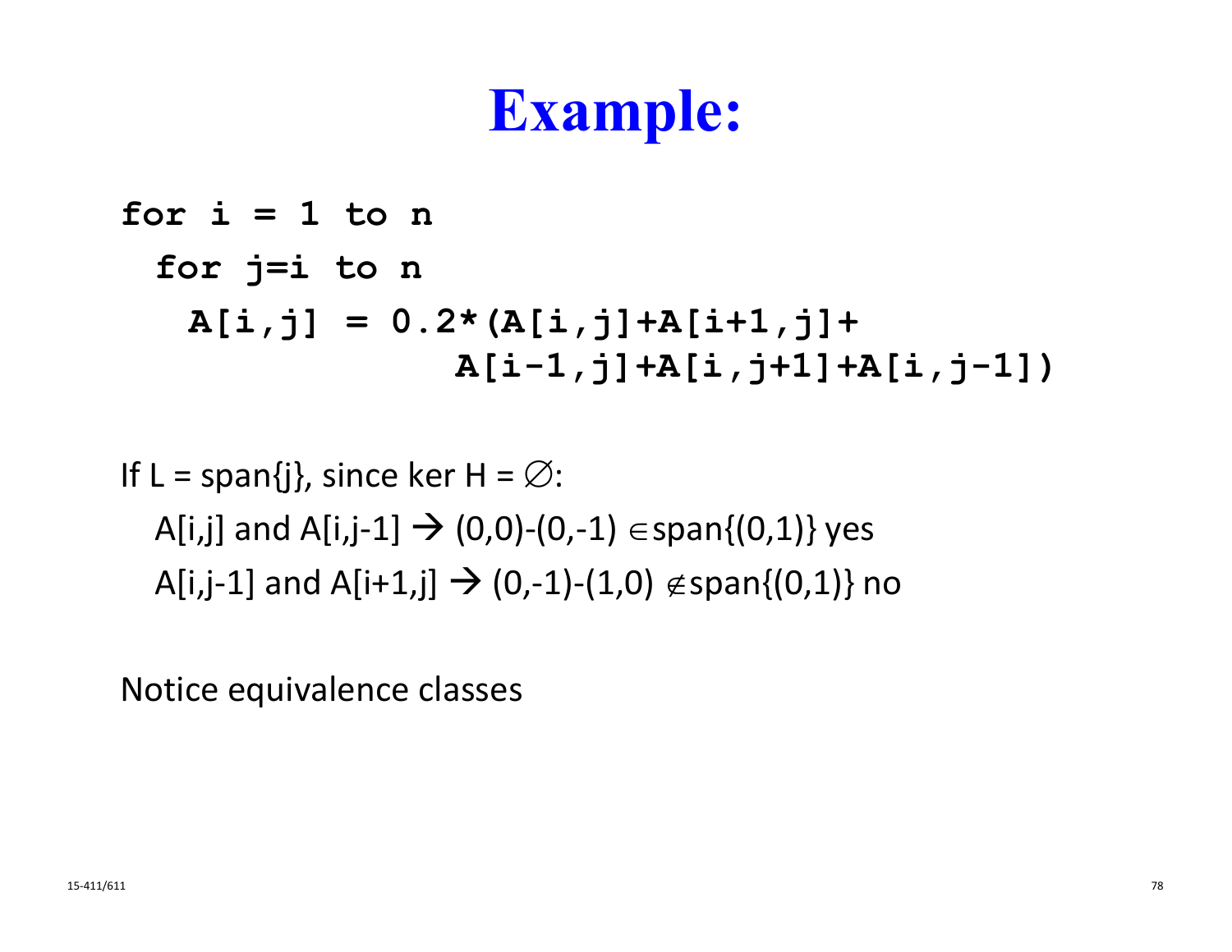# Example:

```
for i = 1 to n
  for j=i to n
    A[i,j] = 0.2*(A[i,j]+A[i+1,j]+
                  A[i-1,j]+A[i,j+1]+A[i,j-1])
```

If L = span{j}, since ker H = $\varnothing$:

A[i,j] and A[i,j-1] $\rightarrow$ (0,0)-(0,-1) $\in$ span{(0,1)} yes

A[i,j-1] and A[i+1,j] $\rightarrow$ (0,-1)-(1,0) $\notin$ span{(0,1)} no

Notice equivalence classes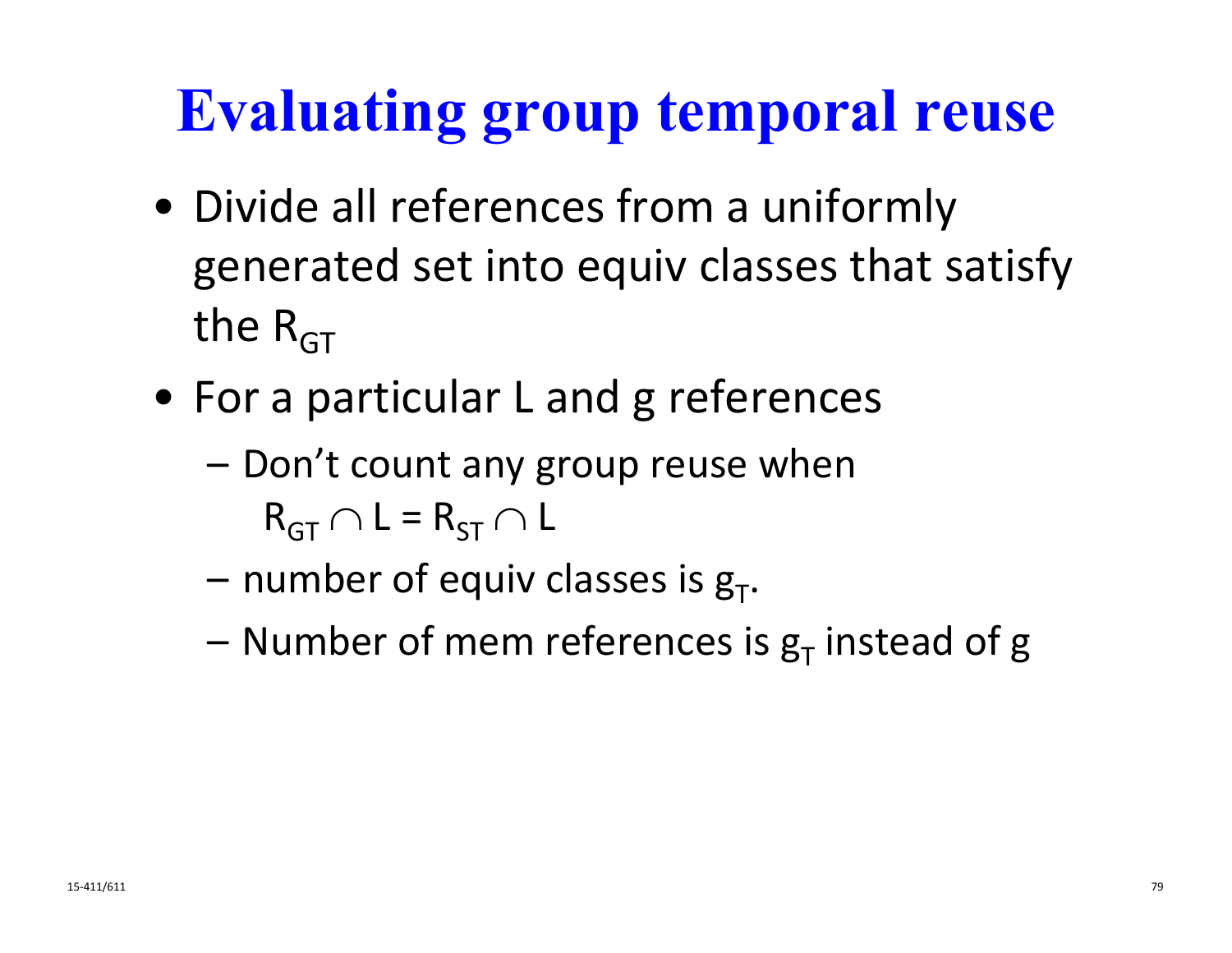# Evaluating group temporal reuse

- Divide all references from a uniformly generated set into equiv classes that satisfy the $R_{GT}$
- For a particular L and g references
  - Don't count any group reuse when $R_{GT} \cap L = R_{ST} \cap L$
  - number of equiv classes is $g_T$.
  - Number of mem references is $g_T$ instead of g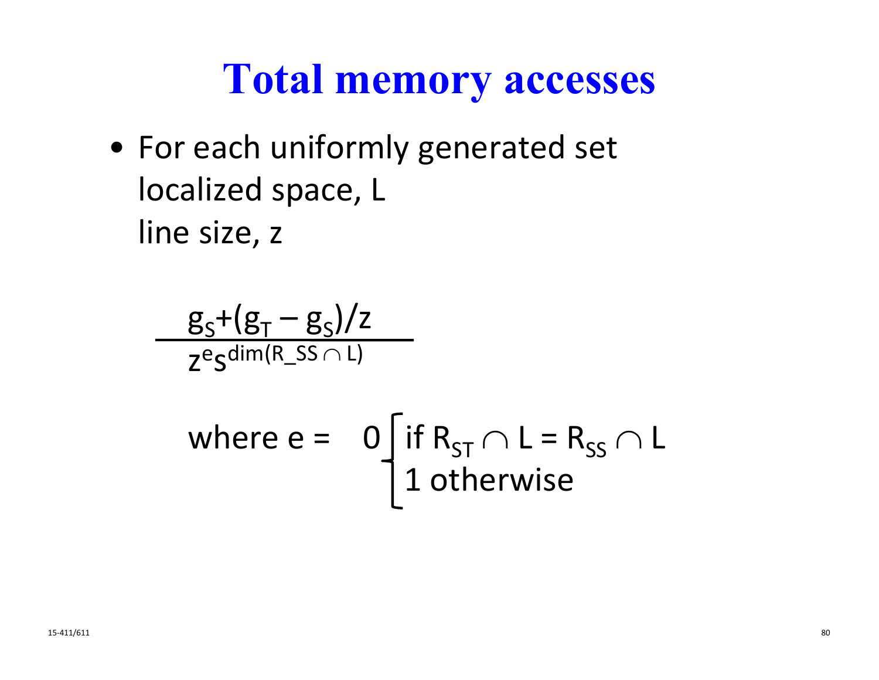# Total memory accesses

- For each uniformly generated set
  localized space, L
  line size, z

$$\frac{g_S + (g_T - g_S)/z}{z^e S^{\dim(R\_SS \cap L)}}$$

$$\text{where } e = \begin{cases} 0 & \text{if } R_{ST} \cap L = R_{SS} \cap L \\ 1 & \text{otherwise} \end{cases}$$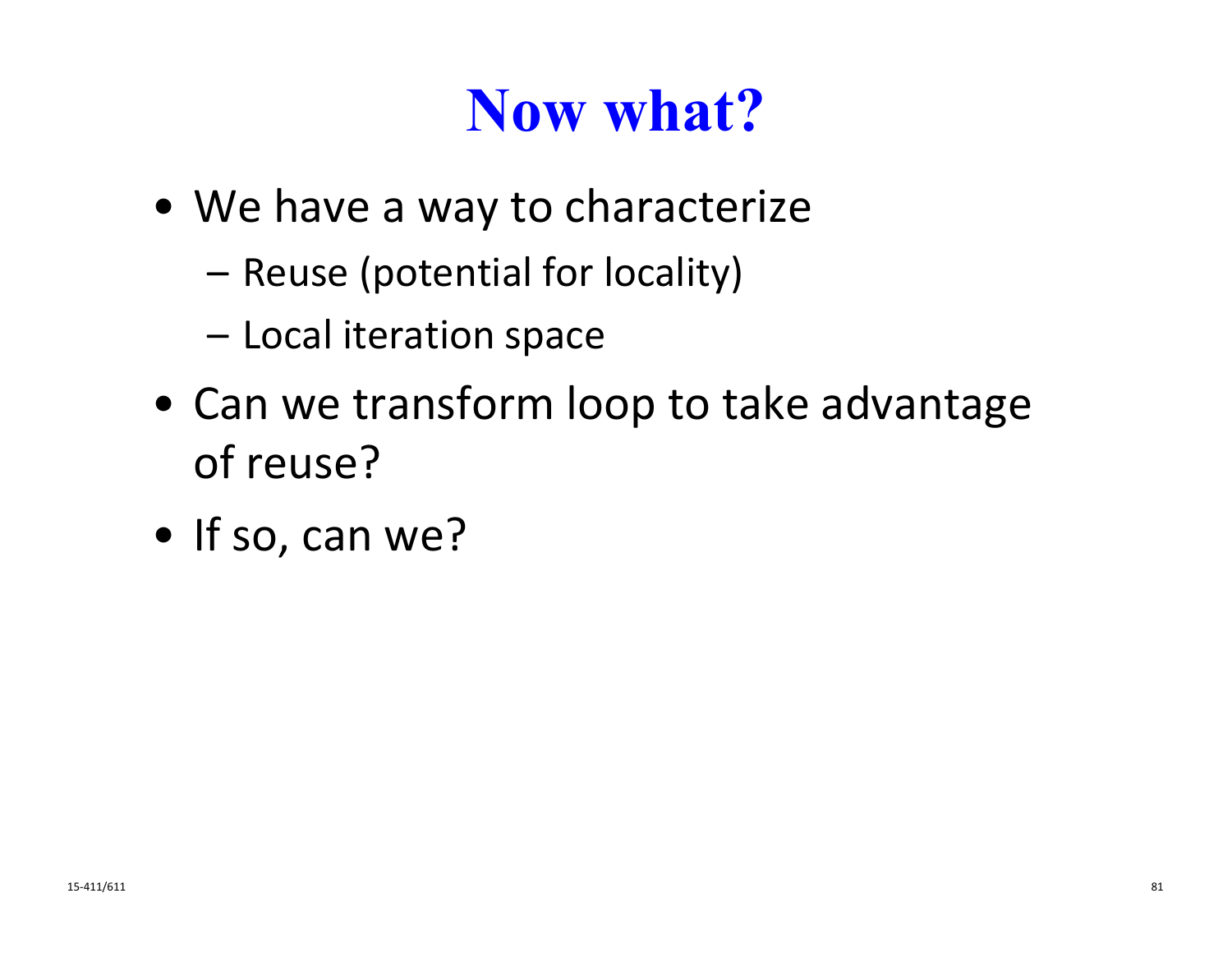# Now what?

- We have a way to characterize
  - Reuse (potential for locality)
  - Local iteration space
- Can we transform loop to take advantage of reuse?
- If so, can we?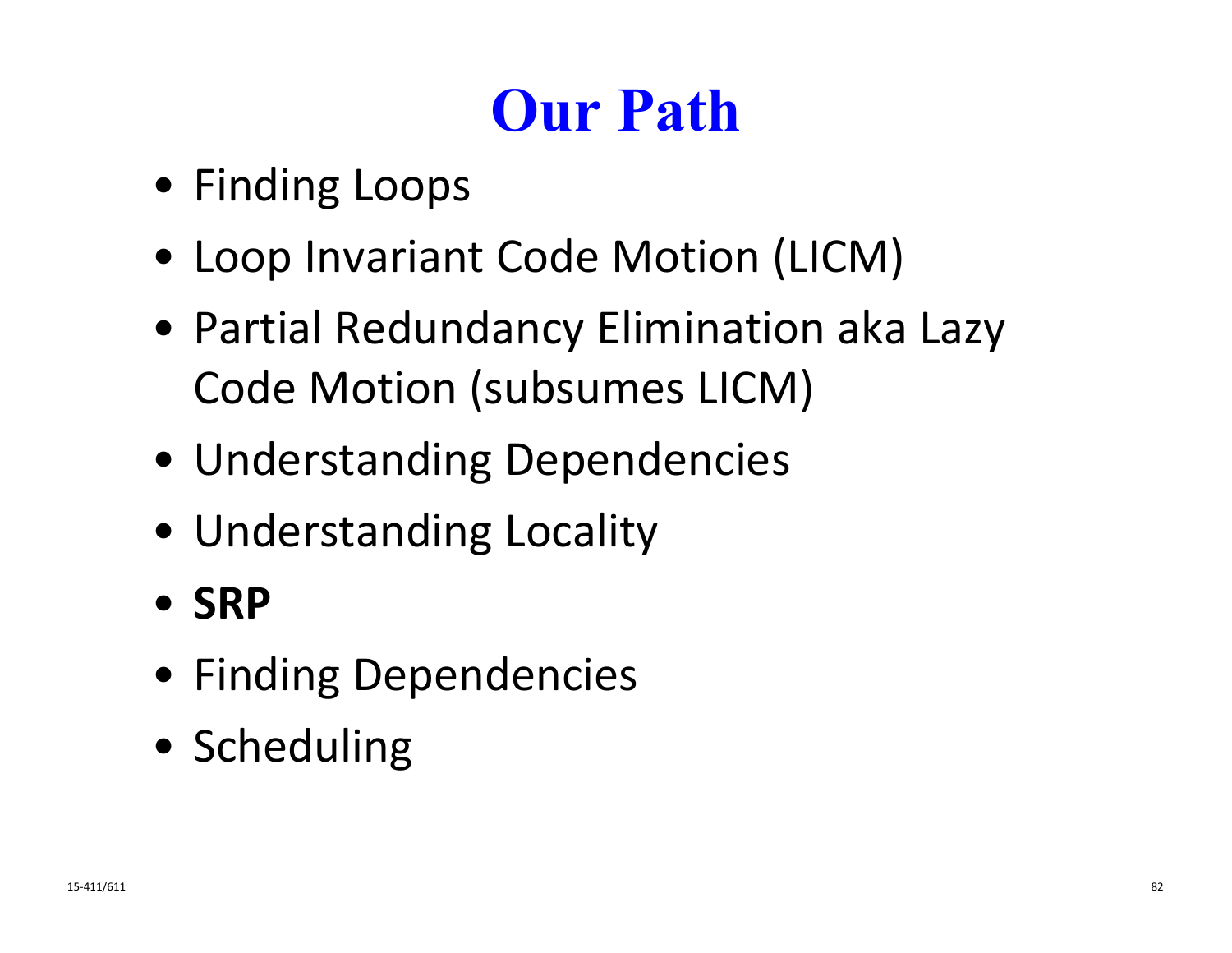# Our Path

- Finding Loops
- Loop Invariant Code Motion (LICM)
- Partial Redundancy Elimination aka Lazy Code Motion (subsumes LICM)
- Understanding Dependencies
- Understanding Locality
- **SRP**
- Finding Dependencies
- Scheduling